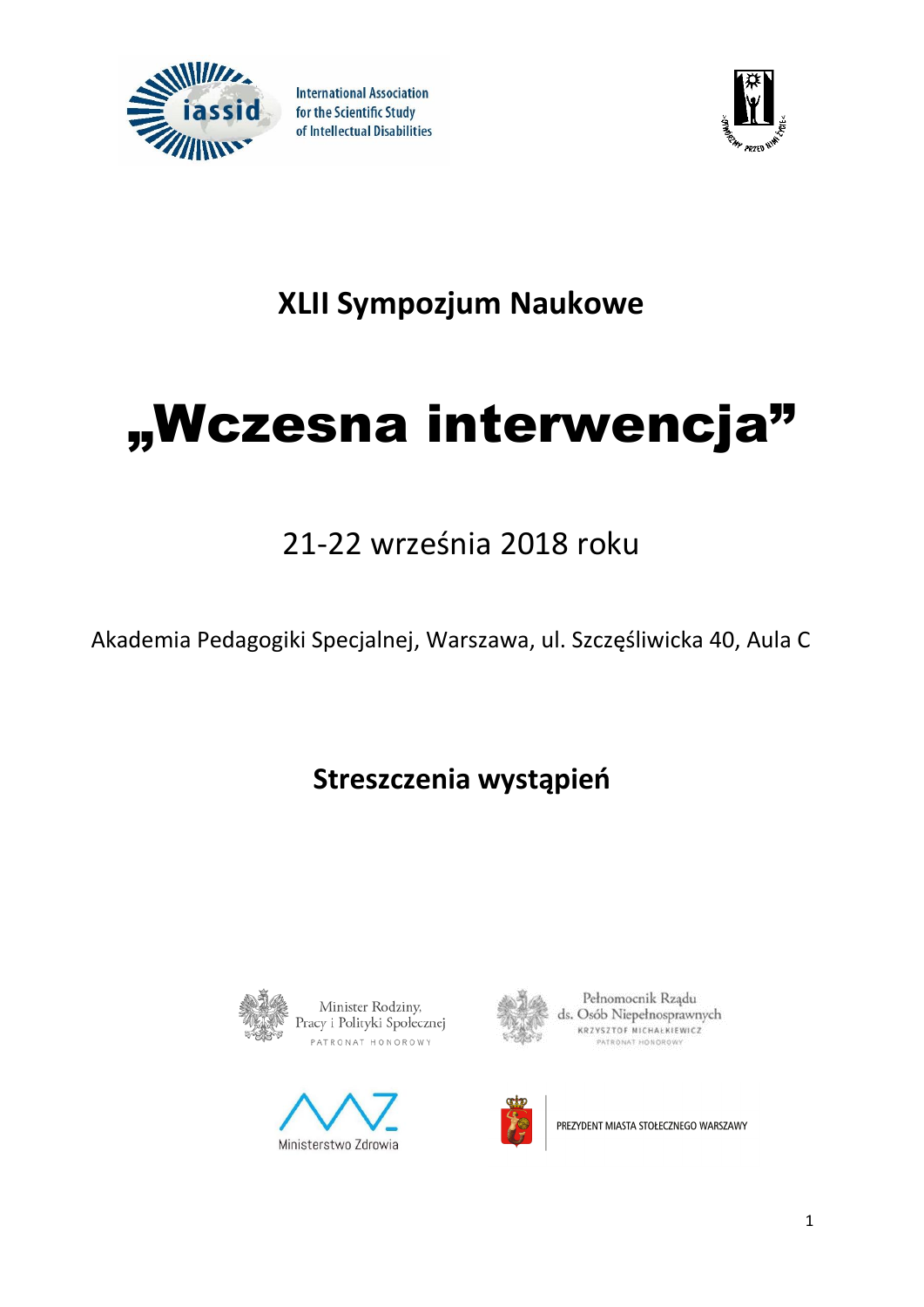International Association for the Scientific Study of Intellectual Disabilities

# XLII Sympozjum Naukowe

# „Wczesna interwencja"

21-22 września 2018 roku

Akademia Pedagogiki Specjalnej, Warszawa, ul. Szczęśliwicka 40, Aula C

## Streszczenia wystąpień

Minister Rodziny, Pracy i Polityki Społecznej
PATRONAT HONOROWY

Pełnomocnik Rządu ds. Osób Niepełnosprawnych
KRZYSZTOF MICHAŁKIEWICZ
PATRONAT HONOROWY

Ministerstwo Zdrowia

PREZYDENT MIASTA STOŁECZNEGO WARSZAWY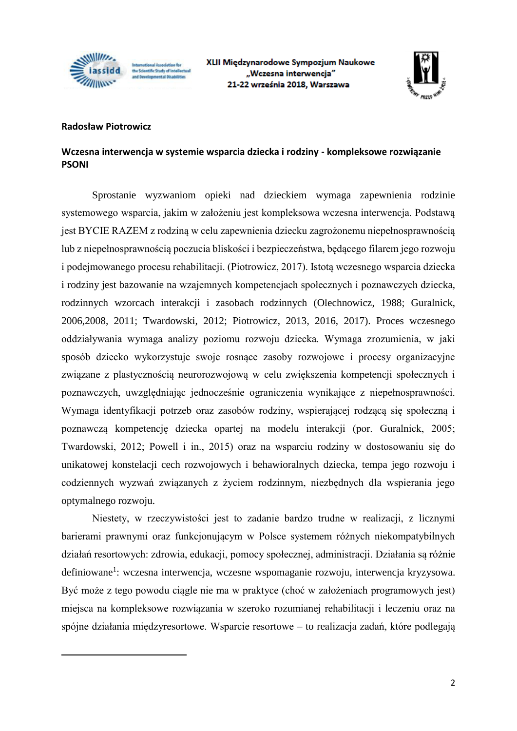**Radosław Piotrowicz**

**Wczesna interwencja w systemie wsparcia dziecka i rodziny - kompleksowe rozwiązanie PSONI**

Sprostanie wyzwaniom opieki nad dzieckiem wymaga zapewnienia rodzinie systemowego wsparcia, jakim w założeniu jest kompleksowa wczesna interwencja. Podstawą jest BYCIE RAZEM z rodziną w celu zapewnienia dziecku zagrożonemu niepełnosprawnością lub z niepełnosprawnością poczucia bliskości i bezpieczeństwa, będącego filarem jego rozwoju i podejmowanego procesu rehabilitacji. (Piotrowicz, 2017). Istotą wczesnego wsparcia dziecka i rodziny jest bazowanie na wzajemnych kompetencjach społecznych i poznawczych dziecka, rodzinnych wzorcach interakcji i zasobach rodzinnych (Olechnowicz, 1988; Guralnick, 2006,2008, 2011; Twardowski, 2012; Piotrowicz, 2013, 2016, 2017). Proces wczesnego oddziaływania wymaga analizy poziomu rozwoju dziecka. Wymaga zrozumienia, w jaki sposób dziecko wykorzystuje swoje rosnące zasoby rozwojowe i procesy organizacyjne związane z plastycznością neurorozwojową w celu zwiększenia kompetencji społecznych i poznawczych, uwzględniając jednocześnie ograniczenia wynikające z niepełnosprawności. Wymaga identyfikacji potrzeb oraz zasobów rodziny, wspierającej rodzącą się społeczną i poznawczą kompetencję dziecka opartej na modelu interakcji (por. Guralnick, 2005; Twardowski, 2012; Powell i in., 2015) oraz na wsparciu rodziny w dostosowaniu się do unikatowej konstelacji cech rozwojowych i behawioralnych dziecka, tempa jego rozwoju i codziennych wyzwań związanych z życiem rodzinnym, niezbędnych dla wspierania jego optymalnego rozwoju.

Niestety, w rzeczywistości jest to zadanie bardzo trudne w realizacji, z licznymi barierami prawnymi oraz funkcjonującym w Polsce systemem różnych niekompatybilnych działań resortowych: zdrowia, edukacji, pomocy społecznej, administracji. Działania są różnie definiowane[1]: wczesna interwencja, wczesne wspomaganie rozwoju, interwencja kryzysowa. Być może z tego powodu ciągle nie ma w praktyce (choć w założeniach programowych jest) miejsca na kompleksowe rozwiązania w szeroko rozumianej rehabilitacji i leczeniu oraz na spójne działania międzyresortowe. Wsparcie resortowe – to realizacja zadań, które podlegają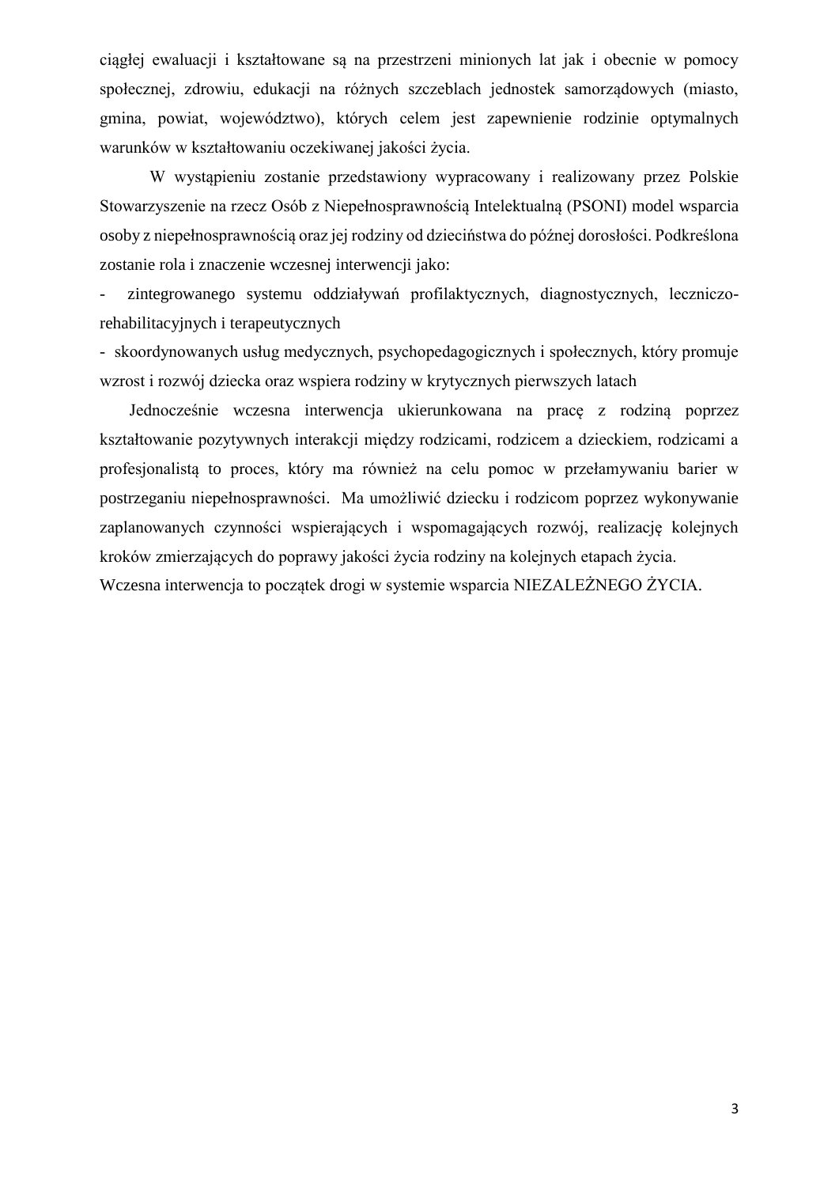ciągłej ewaluacji i kształtowane są na przestrzeni minionych lat jak i obecnie w pomocy społecznej, zdrowiu, edukacji na różnych szczeblach jednostek samorządowych (miasto, gmina, powiat, województwo), których celem jest zapewnienie rodzinie optymalnych warunków w kształtowaniu oczekiwanej jakości życia.

W wystąpieniu zostanie przedstawiony wypracowany i realizowany przez Polskie Stowarzyszenie na rzecz Osób z Niepełnosprawnością Intelektualną (PSONI) model wsparcia osoby z niepełnosprawnością oraz jej rodziny od dzieciństwa do późnej dorosłości. Podkreślona zostanie rola i znaczenie wczesnej interwencji jako:

- zintegrowanego systemu oddziaływań profilaktycznych, diagnostycznych, leczniczo-rehabilitacyjnych i terapeutycznych
- skoordynowanych usług medycznych, psychopedagogicznych i społecznych, który promuje wzrost i rozwój dziecka oraz wspiera rodziny w krytycznych pierwszych latach

Jednocześnie wczesna interwencja ukierunkowana na pracę z rodziną poprzez kształtowanie pozytywnych interakcji między rodzicami, rodzicem a dzieckiem, rodzicami a profesjonalistą to proces, który ma również na celu pomoc w przełamywaniu barier w postrzeganiu niepełnosprawności. Ma umożliwić dziecku i rodzicom poprzez wykonywanie zaplanowanych czynności wspierających i wspomagających rozwój, realizację kolejnych kroków zmierzających do poprawy jakości życia rodziny na kolejnych etapach życia.

Wczesna interwencja to początek drogi w systemie wsparcia NIEZALEŻNEGO ŻYCIA.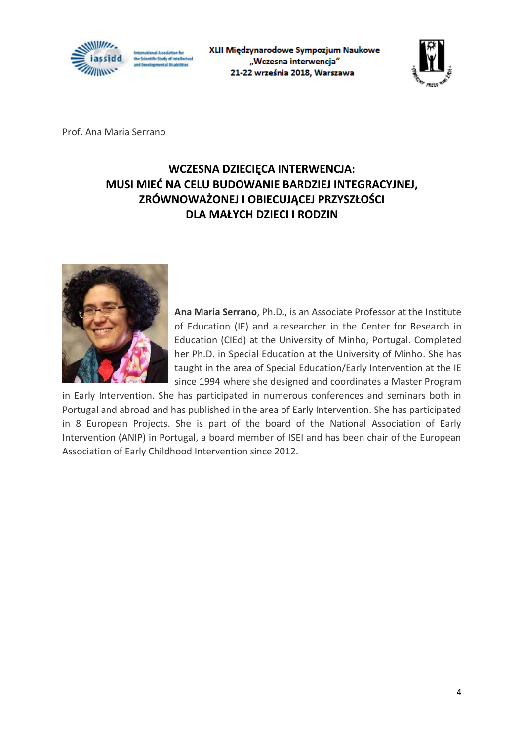Prof. Ana Maria Serrano

# WCZESNA DZIECIĘCA INTERWENCJA: MUSI MIEĆ NA CELU BUDOWANIE BARDZIEJ INTEGRACYJNEJ, ZRÓWNOWAŻONEJ I OBIECUJĄCEJ PRZYSZŁOŚCI DLA MAŁYCH DZIECI I RODZIN

**Ana Maria Serrano**, Ph.D., is an Associate Professor at the Institute of Education (IE) and a researcher in the Center for Research in Education (CIEd) at the University of Minho, Portugal. Completed her Ph.D. in Special Education at the University of Minho. She has taught in the area of Special Education/Early Intervention at the IE since 1994 where she designed and coordinates a Master Program in Early Intervention. She has participated in numerous conferences and seminars both in Portugal and abroad and has published in the area of Early Intervention. She has participated in 8 European Projects. She is part of the board of the National Association of Early Intervention (ANIP) in Portugal, a board member of ISEI and has been chair of the European Association of Early Childhood Intervention since 2012.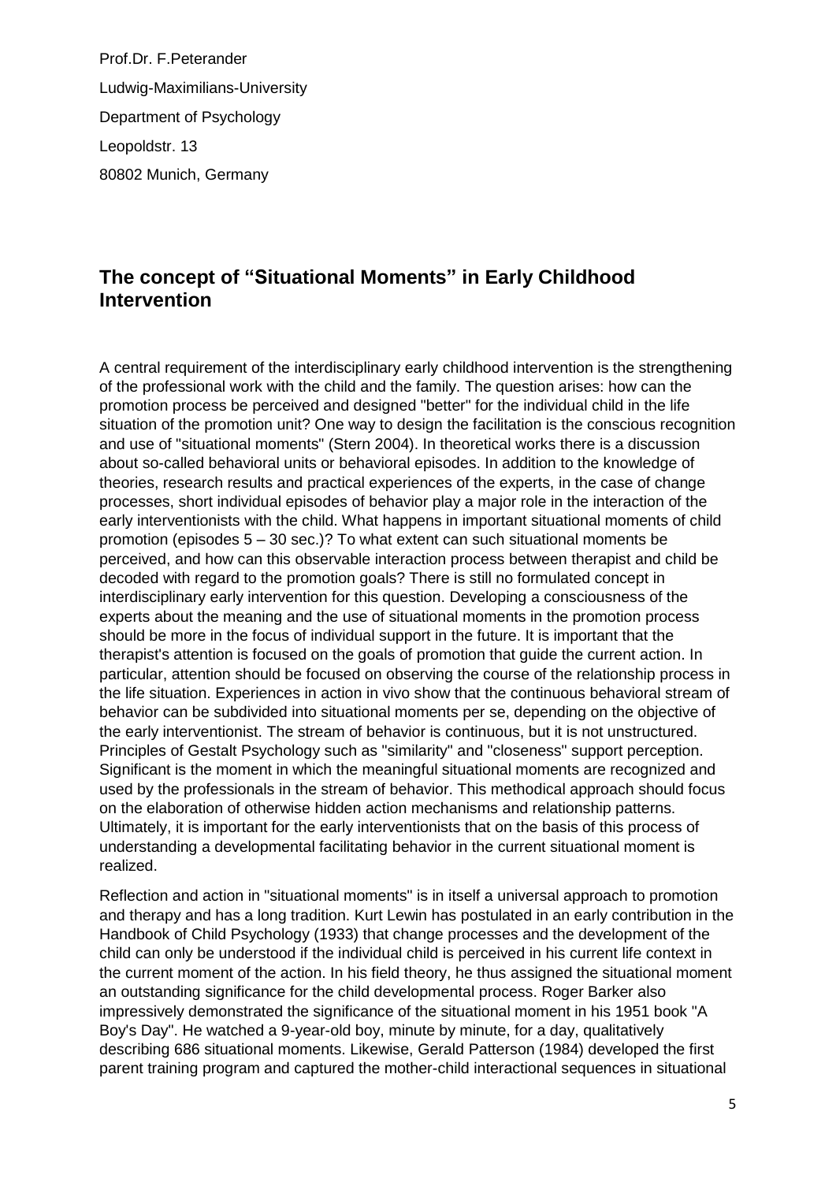Prof.Dr. F.Peterander

Ludwig-Maximilians-University

Department of Psychology

Leopoldstr. 13

80802 Munich, Germany

## The concept of "Situational Moments" in Early Childhood Intervention

A central requirement of the interdisciplinary early childhood intervention is the strengthening of the professional work with the child and the family. The question arises: how can the promotion process be perceived and designed "better" for the individual child in the life situation of the promotion unit? One way to design the facilitation is the conscious recognition and use of "situational moments" (Stern 2004). In theoretical works there is a discussion about so-called behavioral units or behavioral episodes. In addition to the knowledge of theories, research results and practical experiences of the experts, in the case of change processes, short individual episodes of behavior play a major role in the interaction of the early interventionists with the child. What happens in important situational moments of child promotion (episodes 5 – 30 sec.)? To what extent can such situational moments be perceived, and how can this observable interaction process between therapist and child be decoded with regard to the promotion goals? There is still no formulated concept in interdisciplinary early intervention for this question. Developing a consciousness of the experts about the meaning and the use of situational moments in the promotion process should be more in the focus of individual support in the future. It is important that the therapist's attention is focused on the goals of promotion that guide the current action. In particular, attention should be focused on observing the course of the relationship process in the life situation. Experiences in action in vivo show that the continuous behavioral stream of behavior can be subdivided into situational moments per se, depending on the objective of the early interventionist. The stream of behavior is continuous, but it is not unstructured. Principles of Gestalt Psychology such as "similarity" and "closeness" support perception. Significant is the moment in which the meaningful situational moments are recognized and used by the professionals in the stream of behavior. This methodical approach should focus on the elaboration of otherwise hidden action mechanisms and relationship patterns. Ultimately, it is important for the early interventionists that on the basis of this process of understanding a developmental facilitating behavior in the current situational moment is realized.

Reflection and action in "situational moments" is in itself a universal approach to promotion and therapy and has a long tradition. Kurt Lewin has postulated in an early contribution in the Handbook of Child Psychology (1933) that change processes and the development of the child can only be understood if the individual child is perceived in his current life context in the current moment of the action. In his field theory, he thus assigned the situational moment an outstanding significance for the child developmental process. Roger Barker also impressively demonstrated the significance of the situational moment in his 1951 book "A Boy's Day". He watched a 9-year-old boy, minute by minute, for a day, qualitatively describing 686 situational moments. Likewise, Gerald Patterson (1984) developed the first parent training program and captured the mother-child interactional sequences in situational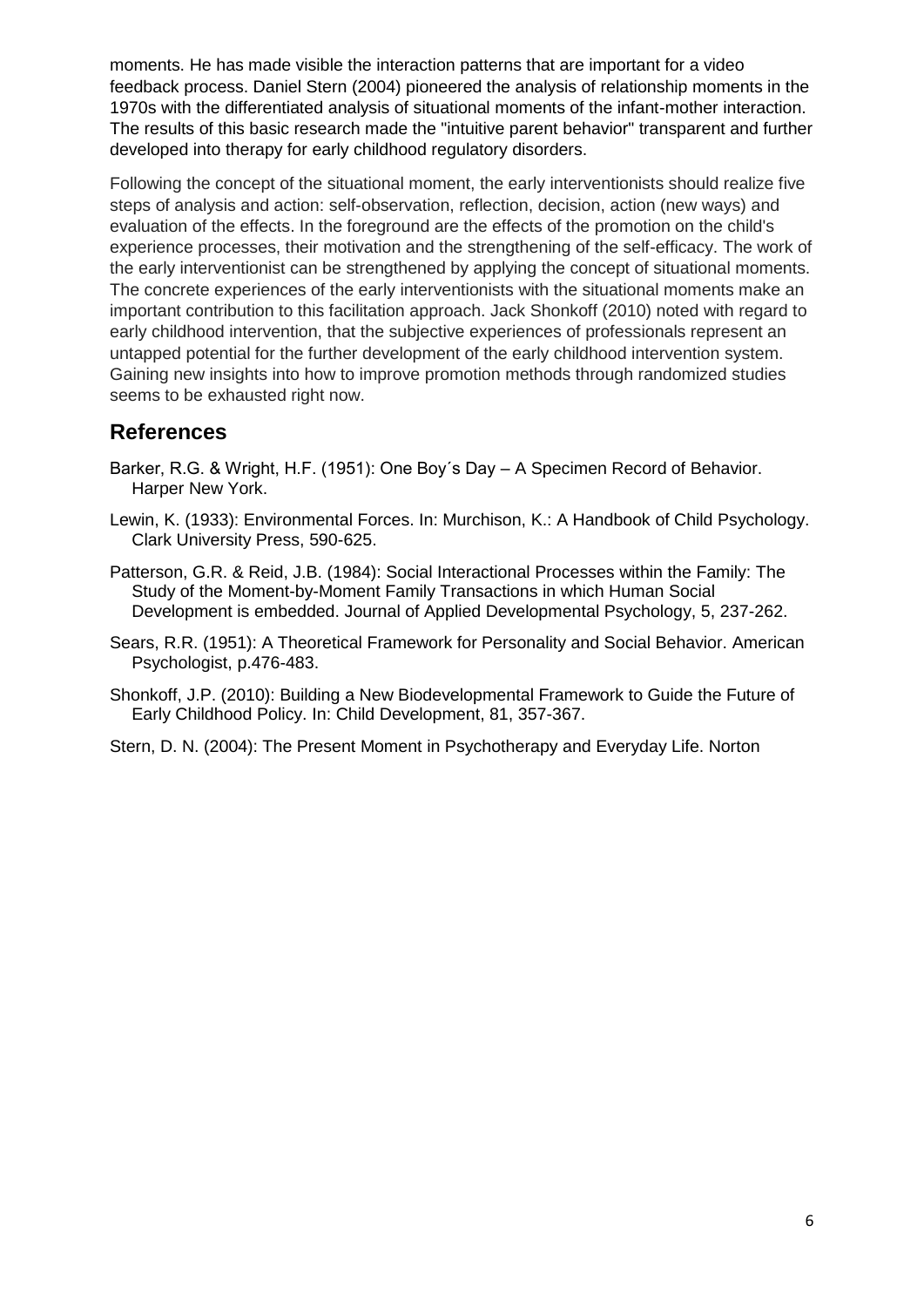moments. He has made visible the interaction patterns that are important for a video feedback process. Daniel Stern (2004) pioneered the analysis of relationship moments in the 1970s with the differentiated analysis of situational moments of the infant-mother interaction. The results of this basic research made the "intuitive parent behavior" transparent and further developed into therapy for early childhood regulatory disorders.

Following the concept of the situational moment, the early interventionists should realize five steps of analysis and action: self-observation, reflection, decision, action (new ways) and evaluation of the effects. In the foreground are the effects of the promotion on the child's experience processes, their motivation and the strengthening of the self-efficacy. The work of the early interventionist can be strengthened by applying the concept of situational moments. The concrete experiences of the early interventionists with the situational moments make an important contribution to this facilitation approach. Jack Shonkoff (2010) noted with regard to early childhood intervention, that the subjective experiences of professionals represent an untapped potential for the further development of the early childhood intervention system. Gaining new insights into how to improve promotion methods through randomized studies seems to be exhausted right now.

## References

Barker, R.G. & Wright, H.F. (1951): One Boy´s Day – A Specimen Record of Behavior. Harper New York.

Lewin, K. (1933): Environmental Forces. In: Murchison, K.: A Handbook of Child Psychology. Clark University Press, 590-625.

Patterson, G.R. & Reid, J.B. (1984): Social Interactional Processes within the Family: The Study of the Moment-by-Moment Family Transactions in which Human Social Development is embedded. Journal of Applied Developmental Psychology, 5, 237-262.

Sears, R.R. (1951): A Theoretical Framework for Personality and Social Behavior. American Psychologist, p.476-483.

Shonkoff, J.P. (2010): Building a New Biodevelopmental Framework to Guide the Future of Early Childhood Policy. In: Child Development, 81, 357-367.

Stern, D. N. (2004): The Present Moment in Psychotherapy and Everyday Life. Norton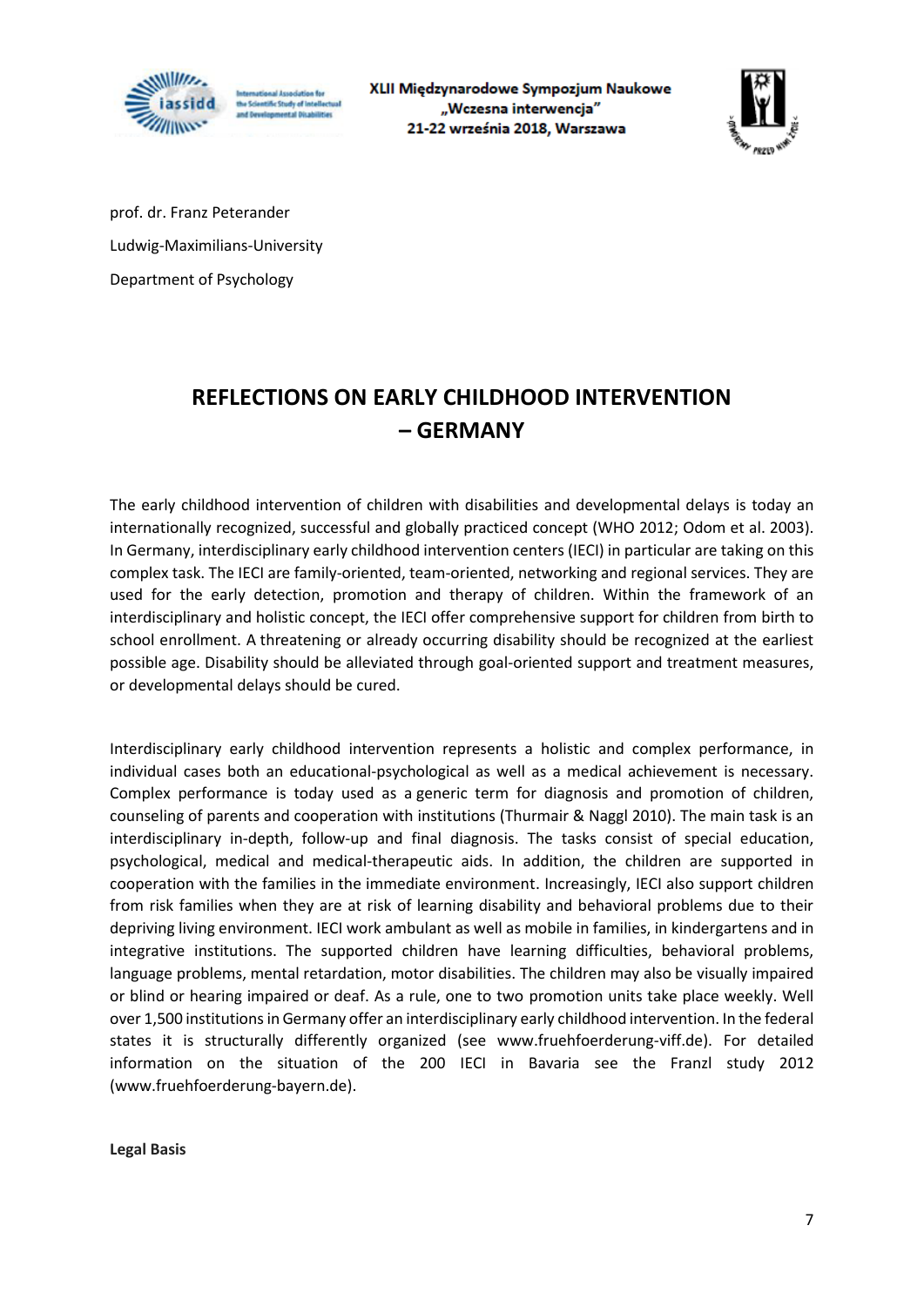prof. dr. Franz Peterander

Ludwig-Maximilians-University

Department of Psychology

# REFLECTIONS ON EARLY CHILDHOOD INTERVENTION – GERMANY

The early childhood intervention of children with disabilities and developmental delays is today an internationally recognized, successful and globally practiced concept (WHO 2012; Odom et al. 2003). In Germany, interdisciplinary early childhood intervention centers (IECI) in particular are taking on this complex task. The IECI are family-oriented, team-oriented, networking and regional services. They are used for the early detection, promotion and therapy of children. Within the framework of an interdisciplinary and holistic concept, the IECI offer comprehensive support for children from birth to school enrollment. A threatening or already occurring disability should be recognized at the earliest possible age. Disability should be alleviated through goal-oriented support and treatment measures, or developmental delays should be cured.

Interdisciplinary early childhood intervention represents a holistic and complex performance, in individual cases both an educational-psychological as well as a medical achievement is necessary. Complex performance is today used as a generic term for diagnosis and promotion of children, counseling of parents and cooperation with institutions (Thurmair & Naggl 2010). The main task is an interdisciplinary in-depth, follow-up and final diagnosis. The tasks consist of special education, psychological, medical and medical-therapeutic aids. In addition, the children are supported in cooperation with the families in the immediate environment. Increasingly, IECI also support children from risk families when they are at risk of learning disability and behavioral problems due to their depriving living environment. IECI work ambulant as well as mobile in families, in kindergartens and in integrative institutions. The supported children have learning difficulties, behavioral problems, language problems, mental retardation, motor disabilities. The children may also be visually impaired or blind or hearing impaired or deaf. As a rule, one to two promotion units take place weekly. Well over 1,500 institutions in Germany offer an interdisciplinary early childhood intervention. In the federal states it is structurally differently organized (see www.fruehfoerderung-viff.de). For detailed information on the situation of the 200 IECI in Bavaria see the Franzl study 2012 (www.fruehfoerderung-bayern.de).

**Legal Basis**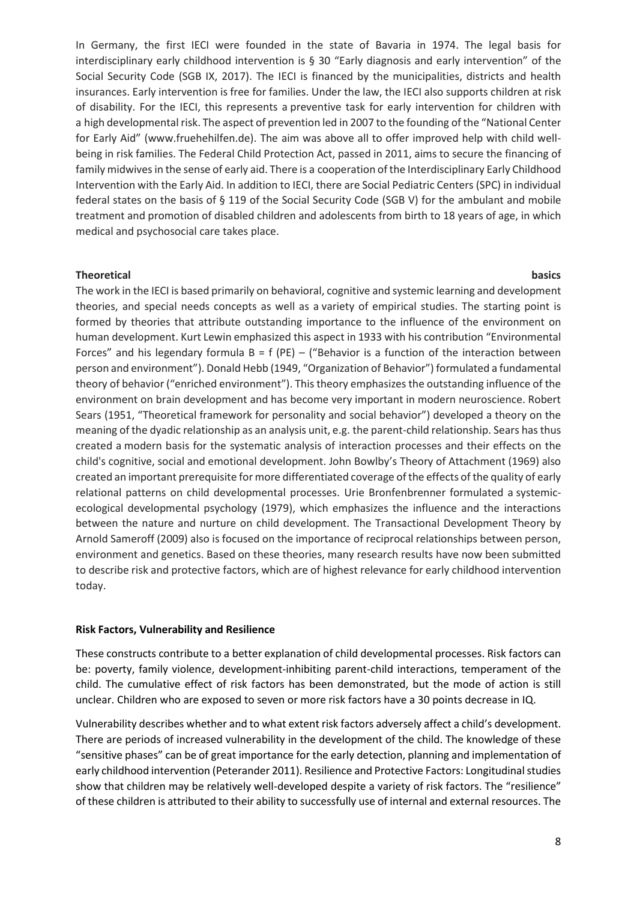In Germany, the first IECI were founded in the state of Bavaria in 1974. The legal basis for interdisciplinary early childhood intervention is § 30 "Early diagnosis and early intervention" of the Social Security Code (SGB IX, 2017). The IECI is financed by the municipalities, districts and health insurances. Early intervention is free for families. Under the law, the IECI also supports children at risk of disability. For the IECI, this represents a preventive task for early intervention for children with a high developmental risk. The aspect of prevention led in 2007 to the founding of the "National Center for Early Aid" (www.fruehehilfen.de). The aim was above all to offer improved help with child well-being in risk families. The Federal Child Protection Act, passed in 2011, aims to secure the financing of family midwives in the sense of early aid. There is a cooperation of the Interdisciplinary Early Childhood Intervention with the Early Aid. In addition to IECI, there are Social Pediatric Centers (SPC) in individual federal states on the basis of § 119 of the Social Security Code (SGB V) for the ambulant and mobile treatment and promotion of disabled children and adolescents from birth to 18 years of age, in which medical and psychosocial care takes place.

**Theoretical basics**

The work in the IECI is based primarily on behavioral, cognitive and systemic learning and development theories, and special needs concepts as well as a variety of empirical studies. The starting point is formed by theories that attribute outstanding importance to the influence of the environment on human development. Kurt Lewin emphasized this aspect in 1933 with his contribution "Environmental Forces" and his legendary formula B = f (PE) – ("Behavior is a function of the interaction between person and environment"). Donald Hebb (1949, "Organization of Behavior") formulated a fundamental theory of behavior ("enriched environment"). This theory emphasizes the outstanding influence of the environment on brain development and has become very important in modern neuroscience. Robert Sears (1951, "Theoretical framework for personality and social behavior") developed a theory on the meaning of the dyadic relationship as an analysis unit, e.g. the parent-child relationship. Sears has thus created a modern basis for the systematic analysis of interaction processes and their effects on the child's cognitive, social and emotional development. John Bowlby's Theory of Attachment (1969) also created an important prerequisite for more differentiated coverage of the effects of the quality of early relational patterns on child developmental processes. Urie Bronfenbrenner formulated a systemic-ecological developmental psychology (1979), which emphasizes the influence and the interactions between the nature and nurture on child development. The Transactional Development Theory by Arnold Sameroff (2009) also is focused on the importance of reciprocal relationships between person, environment and genetics. Based on these theories, many research results have now been submitted to describe risk and protective factors, which are of highest relevance for early childhood intervention today.

**Risk Factors, Vulnerability and Resilience**

These constructs contribute to a better explanation of child developmental processes. Risk factors can be: poverty, family violence, development-inhibiting parent-child interactions, temperament of the child. The cumulative effect of risk factors has been demonstrated, but the mode of action is still unclear. Children who are exposed to seven or more risk factors have a 30 points decrease in IQ.

Vulnerability describes whether and to what extent risk factors adversely affect a child's development. There are periods of increased vulnerability in the development of the child. The knowledge of these "sensitive phases" can be of great importance for the early detection, planning and implementation of early childhood intervention (Peterander 2011). Resilience and Protective Factors: Longitudinal studies show that children may be relatively well-developed despite a variety of risk factors. The "resilience" of these children is attributed to their ability to successfully use of internal and external resources. The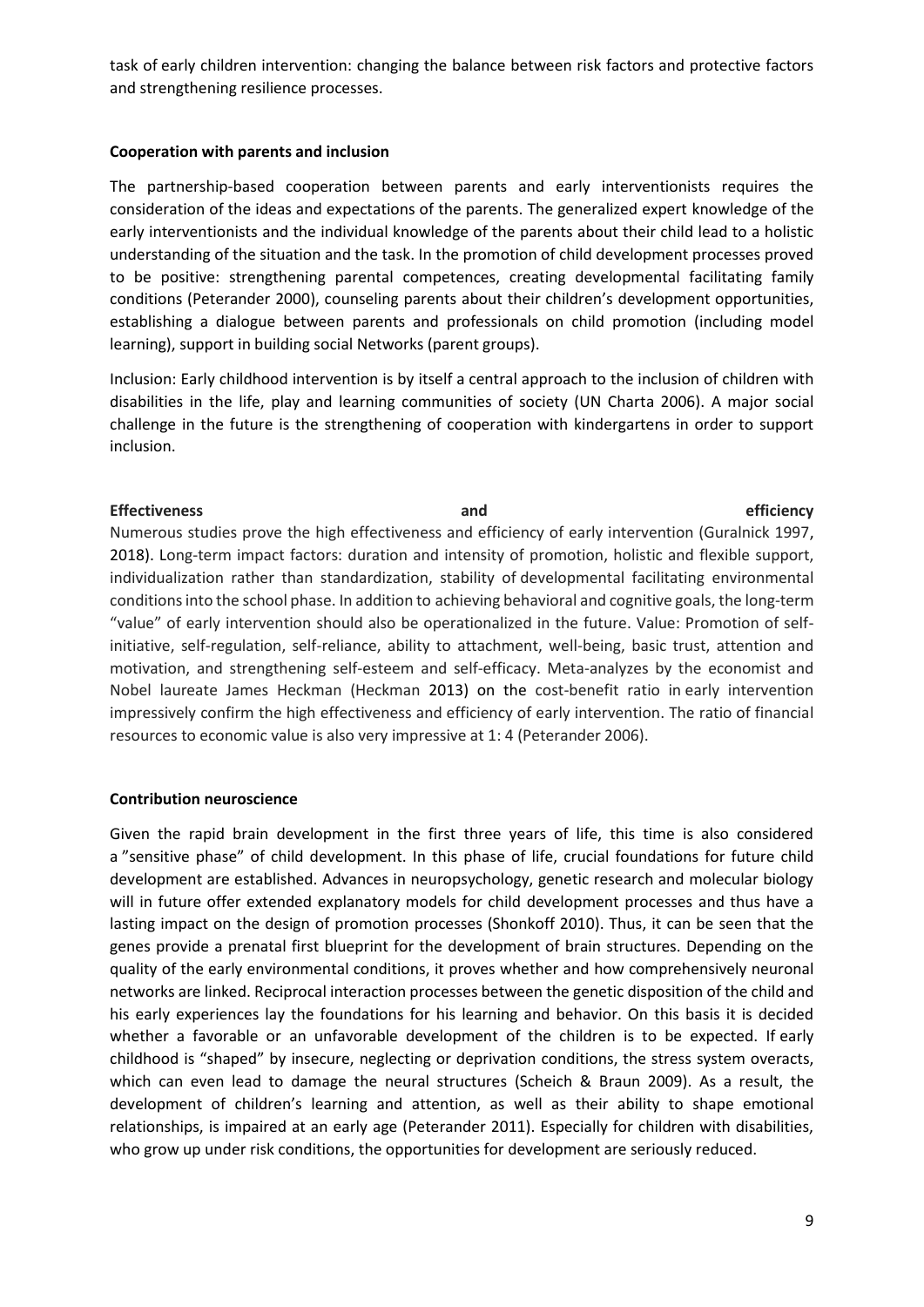task of early children intervention: changing the balance between risk factors and protective factors and strengthening resilience processes.

**Cooperation with parents and inclusion**

The partnership-based cooperation between parents and early interventionists requires the consideration of the ideas and expectations of the parents. The generalized expert knowledge of the early interventionists and the individual knowledge of the parents about their child lead to a holistic understanding of the situation and the task. In the promotion of child development processes proved to be positive: strengthening parental competences, creating developmental facilitating family conditions (Peterander 2000), counseling parents about their children's development opportunities, establishing a dialogue between parents and professionals on child promotion (including model learning), support in building social Networks (parent groups).

Inclusion: Early childhood intervention is by itself a central approach to the inclusion of children with disabilities in the life, play and learning communities of society (UN Charta 2006). A major social challenge in the future is the strengthening of cooperation with kindergartens in order to support inclusion.

**Effectiveness and efficiency**

Numerous studies prove the high effectiveness and efficiency of early intervention (Guralnick 1997, 2018). Long-term impact factors: duration and intensity of promotion, holistic and flexible support, individualization rather than standardization, stability of developmental facilitating environmental conditions into the school phase. In addition to achieving behavioral and cognitive goals, the long-term "value" of early intervention should also be operationalized in the future. Value: Promotion of self-initiative, self-regulation, self-reliance, ability to attachment, well-being, basic trust, attention and motivation, and strengthening self-esteem and self-efficacy. Meta-analyzes by the economist and Nobel laureate James Heckman (Heckman 2013) on the cost-benefit ratio in early intervention impressively confirm the high effectiveness and efficiency of early intervention. The ratio of financial resources to economic value is also very impressive at 1: 4 (Peterander 2006).

**Contribution neuroscience**

Given the rapid brain development in the first three years of life, this time is also considered a "sensitive phase" of child development. In this phase of life, crucial foundations for future child development are established. Advances in neuropsychology, genetic research and molecular biology will in future offer extended explanatory models for child development processes and thus have a lasting impact on the design of promotion processes (Shonkoff 2010). Thus, it can be seen that the genes provide a prenatal first blueprint for the development of brain structures. Depending on the quality of the early environmental conditions, it proves whether and how comprehensively neuronal networks are linked. Reciprocal interaction processes between the genetic disposition of the child and his early experiences lay the foundations for his learning and behavior. On this basis it is decided whether a favorable or an unfavorable development of the children is to be expected. If early childhood is "shaped" by insecure, neglecting or deprivation conditions, the stress system overacts, which can even lead to damage the neural structures (Scheich & Braun 2009). As a result, the development of children's learning and attention, as well as their ability to shape emotional relationships, is impaired at an early age (Peterander 2011). Especially for children with disabilities, who grow up under risk conditions, the opportunities for development are seriously reduced.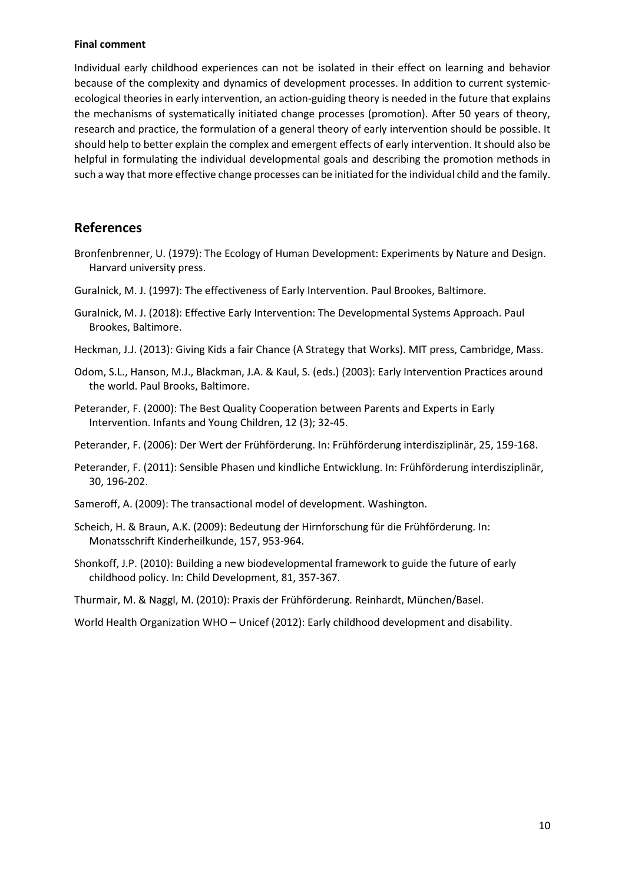**Final comment**

Individual early childhood experiences can not be isolated in their effect on learning and behavior because of the complexity and dynamics of development processes. In addition to current systemic-ecological theories in early intervention, an action-guiding theory is needed in the future that explains the mechanisms of systematically initiated change processes (promotion). After 50 years of theory, research and practice, the formulation of a general theory of early intervention should be possible. It should help to better explain the complex and emergent effects of early intervention. It should also be helpful in formulating the individual developmental goals and describing the promotion methods in such a way that more effective change processes can be initiated for the individual child and the family.

## References

Bronfenbrenner, U. (1979): The Ecology of Human Development: Experiments by Nature and Design. Harvard university press.

Guralnick, M. J. (1997): The effectiveness of Early Intervention. Paul Brookes, Baltimore.

Guralnick, M. J. (2018): Effective Early Intervention: The Developmental Systems Approach. Paul Brookes, Baltimore.

Heckman, J.J. (2013): Giving Kids a fair Chance (A Strategy that Works). MIT press, Cambridge, Mass.

Odom, S.L., Hanson, M.J., Blackman, J.A. & Kaul, S. (eds.) (2003): Early Intervention Practices around the world. Paul Brooks, Baltimore.

Peterander, F. (2000): The Best Quality Cooperation between Parents and Experts in Early Intervention. Infants and Young Children, 12 (3); 32-45.

Peterander, F. (2006): Der Wert der Frühförderung. In: Frühförderung interdisziplinär, 25, 159-168.

Peterander, F. (2011): Sensible Phasen und kindliche Entwicklung. In: Frühförderung interdisziplinär, 30, 196-202.

Sameroff, A. (2009): The transactional model of development. Washington.

Scheich, H. & Braun, A.K. (2009): Bedeutung der Hirnforschung für die Frühförderung. In: Monatsschrift Kinderheilkunde, 157, 953-964.

Shonkoff, J.P. (2010): Building a new biodevelopmental framework to guide the future of early childhood policy. In: Child Development, 81, 357-367.

Thurmair, M. & Naggl, M. (2010): Praxis der Frühförderung. Reinhardt, München/Basel.

World Health Organization WHO – Unicef (2012): Early childhood development and disability.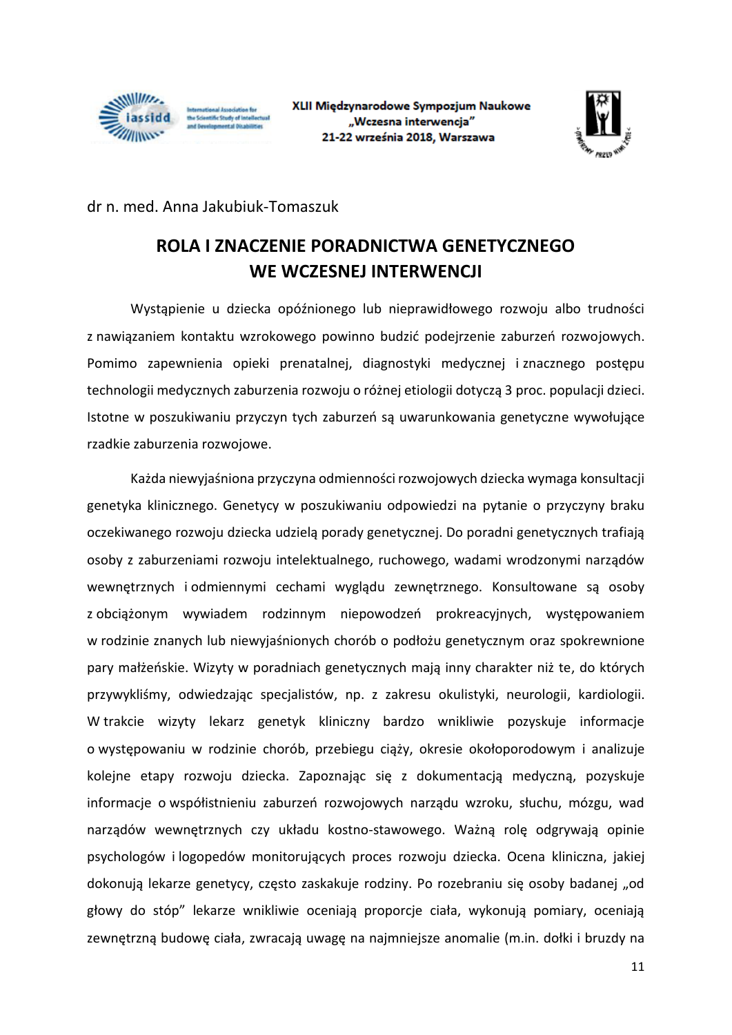dr n. med. Anna Jakubiuk-Tomaszuk

# ROLA I ZNACZENIE PORADNICTWA GENETYCZNEGO WE WCZESNEJ INTERWENCJI

Wystąpienie u dziecka opóźnionego lub nieprawidłowego rozwoju albo trudności z nawiązaniem kontaktu wzrokowego powinno budzić podejrzenie zaburzeń rozwojowych. Pomimo zapewnienia opieki prenatalnej, diagnostyki medycznej i znacznego postępu technologii medycznych zaburzenia rozwoju o różnej etiologii dotyczą 3 proc. populacji dzieci. Istotne w poszukiwaniu przyczyn tych zaburzeń są uwarunkowania genetyczne wywołujące rzadkie zaburzenia rozwojowe.

Każda niewyjaśniona przyczyna odmienności rozwojowych dziecka wymaga konsultacji genetyka klinicznego. Genetycy w poszukiwaniu odpowiedzi na pytanie o przyczyny braku oczekiwanego rozwoju dziecka udzielą porady genetycznej. Do poradni genetycznych trafiają osoby z zaburzeniami rozwoju intelektualnego, ruchowego, wadami wrodzonymi narządów wewnętrznych i odmiennymi cechami wyglądu zewnętrznego. Konsultowane są osoby z obciążonym wywiadem rodzinnym niepowodzeń prokreacyjnych, występowaniem w rodzinie znanych lub niewyjaśnionych chorób o podłożu genetycznym oraz spokrewnione pary małżeńskie. Wizyty w poradniach genetycznych mają inny charakter niż te, do których przywykliśmy, odwiedzając specjalistów, np. z zakresu okulistyki, neurologii, kardiologii. W trakcie wizyty lekarz genetyk kliniczny bardzo wnikliwie pozyskuje informacje o występowaniu w rodzinie chorób, przebiegu ciąży, okresie okołoporodowym i analizuje kolejne etapy rozwoju dziecka. Zapoznając się z dokumentacją medyczną, pozyskuje informacje o współistnieniu zaburzeń rozwojowych narządu wzroku, słuchu, mózgu, wad narządów wewnętrznych czy układu kostno-stawowego. Ważną rolę odgrywają opinie psychologów i logopedów monitorujących proces rozwoju dziecka. Ocena kliniczna, jakiej dokonują lekarze genetycy, często zaskakuje rodziny. Po rozebraniu się osoby badanej „od głowy do stóp" lekarze wnikliwie oceniają proporcje ciała, wykonują pomiary, oceniają zewnętrzną budowę ciała, zwracają uwagę na najmniejsze anomalie (m.in. dołki i bruzdy na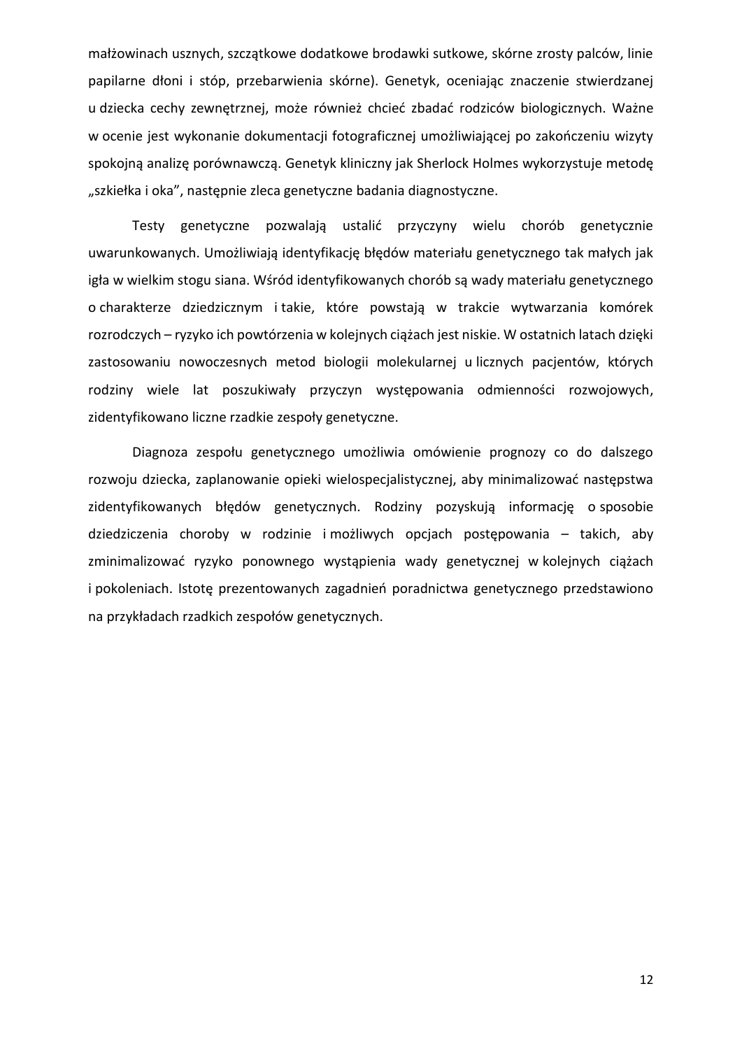małżowinach usznych, szczątkowe dodatkowe brodawki sutkowe, skórne zrosty palców, linie papilarne dłoni i stóp, przebarwienia skórne). Genetyk, oceniając znaczenie stwierdzanej u dziecka cechy zewnętrznej, może również chcieć zbadać rodziców biologicznych. Ważne w ocenie jest wykonanie dokumentacji fotograficznej umożliwiającej po zakończeniu wizyty spokojną analizę porównawczą. Genetyk kliniczny jak Sherlock Holmes wykorzystuje metodę „szkiełka i oka", następnie zleca genetyczne badania diagnostyczne.

Testy genetyczne pozwalają ustalić przyczyny wielu chorób genetycznie uwarunkowanych. Umożliwiają identyfikację błędów materiału genetycznego tak małych jak igła w wielkim stogu siana. Wśród identyfikowanych chorób są wady materiału genetycznego o charakterze dziedzicznym i takie, które powstają w trakcie wytwarzania komórek rozrodczych – ryzyko ich powtórzenia w kolejnych ciążach jest niskie. W ostatnich latach dzięki zastosowaniu nowoczesnych metod biologii molekularnej u licznych pacjentów, których rodziny wiele lat poszukiwały przyczyn występowania odmienności rozwojowych, zidentyfikowano liczne rzadkie zespoły genetyczne.

Diagnoza zespołu genetycznego umożliwia omówienie prognozy co do dalszego rozwoju dziecka, zaplanowanie opieki wielospecjalistycznej, aby minimalizować następstwa zidentyfikowanych błędów genetycznych. Rodziny pozyskują informację o sposobie dziedziczenia choroby w rodzinie i możliwych opcjach postępowania – takich, aby zminimalizować ryzyko ponownego wystąpienia wady genetycznej w kolejnych ciążach i pokoleniach. Istotę prezentowanych zagadnień poradnictwa genetycznego przedstawiono na przykładach rzadkich zespołów genetycznych.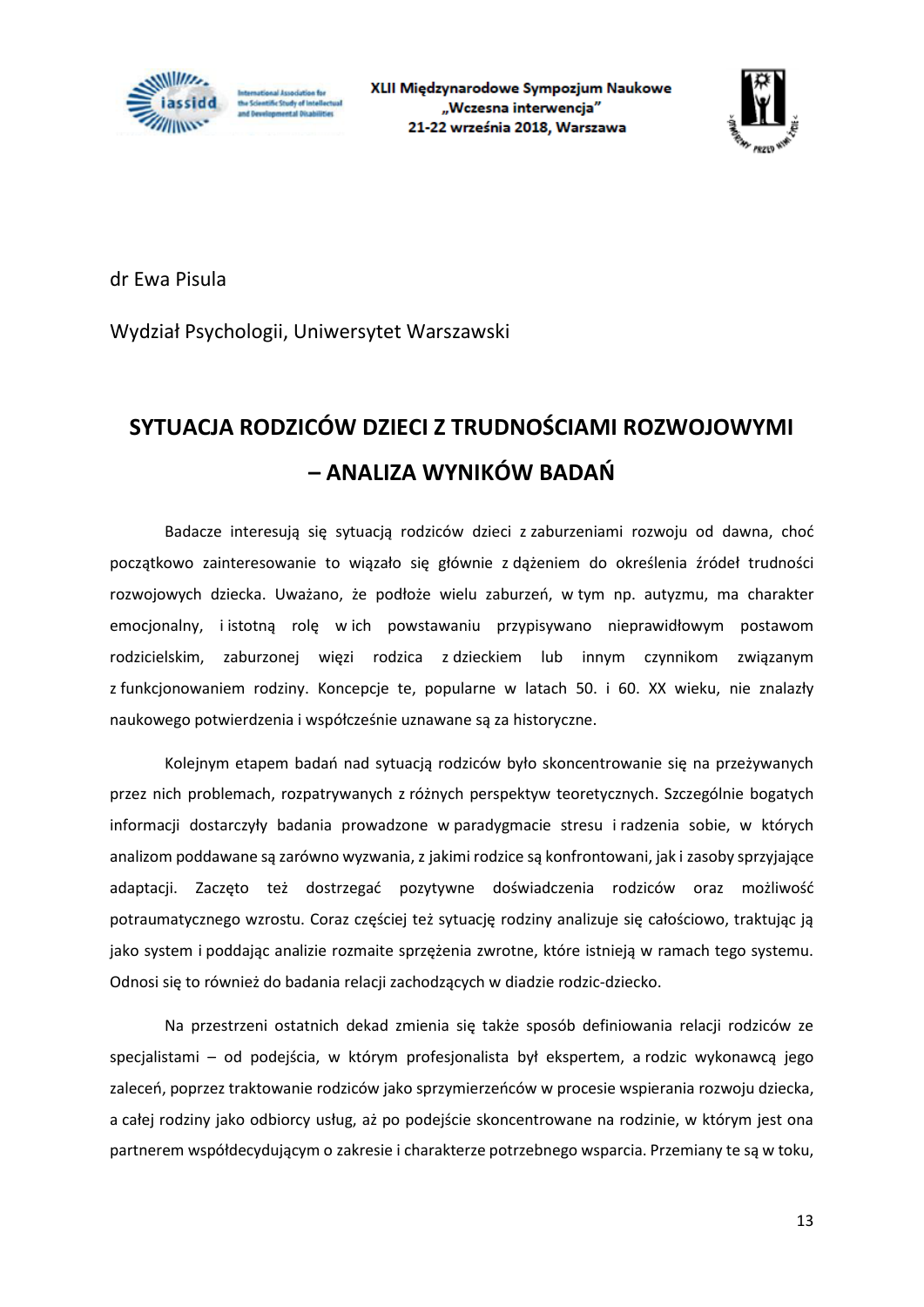dr Ewa Pisula

Wydział Psychologii, Uniwersytet Warszawski

# SYTUACJA RODZICÓW DZIECI Z TRUDNOŚCIAMI ROZWOJOWYMI – ANALIZA WYNIKÓW BADAŃ

Badacze interesują się sytuacją rodziców dzieci z zaburzeniami rozwoju od dawna, choć początkowo zainteresowanie to wiązało się głównie z dążeniem do określenia źródeł trudności rozwojowych dziecka. Uważano, że podłoże wielu zaburzeń, w tym np. autyzmu, ma charakter emocjonalny, i istotną rolę w ich powstawaniu przypisywano nieprawidłowym postawom rodzicielskim, zaburzonej więzi rodzica z dzieckiem lub innym czynnikom związanym z funkcjonowaniem rodziny. Koncepcje te, popularne w latach 50. i 60. XX wieku, nie znalazły naukowego potwierdzenia i współcześnie uznawane są za historyczne.

Kolejnym etapem badań nad sytuacją rodziców było skoncentrowanie się na przeżywanych przez nich problemach, rozpatrywanych z różnych perspektyw teoretycznych. Szczególnie bogatych informacji dostarczyły badania prowadzone w paradygmacie stresu i radzenia sobie, w których analizom poddawane są zarówno wyzwania, z jakimi rodzice są konfrontowani, jak i zasoby sprzyjające adaptacji. Zaczęto też dostrzegać pozytywne doświadczenia rodziców oraz możliwość potraumatycznego wzrostu. Coraz częściej też sytuację rodziny analizuje się całościowo, traktując ją jako system i poddając analizie rozmaite sprzężenia zwrotne, które istnieją w ramach tego systemu. Odnosi się to również do badania relacji zachodzących w diadzie rodzic-dziecko.

Na przestrzeni ostatnich dekad zmienia się także sposób definiowania relacji rodziców ze specjalistami – od podejścia, w którym profesjonalista był ekspertem, a rodzic wykonawcą jego zaleceń, poprzez traktowanie rodziców jako sprzymierzeńców w procesie wspierania rozwoju dziecka, a całej rodziny jako odbiorcy usług, aż po podejście skoncentrowane na rodzinie, w którym jest ona partnerem współdecydującym o zakresie i charakterze potrzebnego wsparcia. Przemiany te są w toku,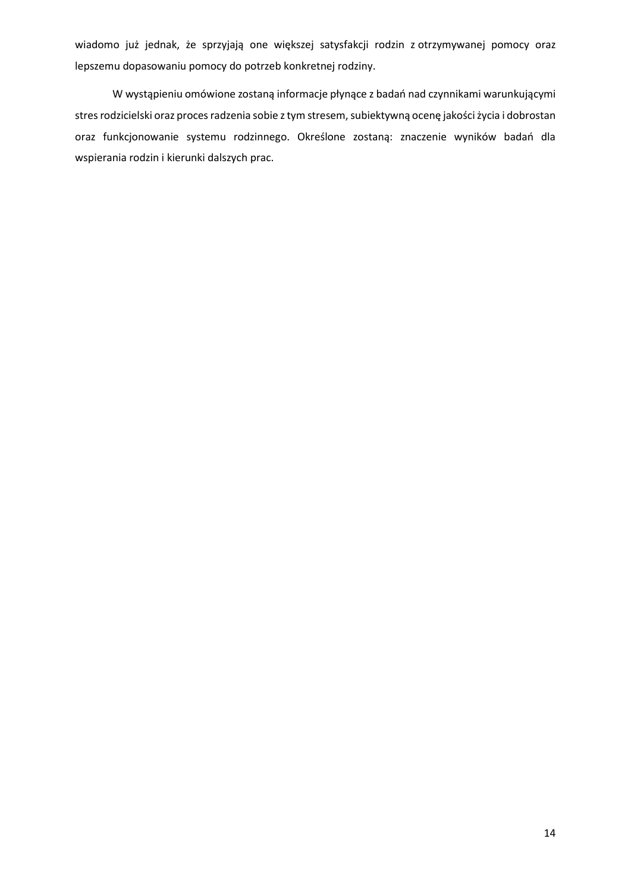wiadomo już jednak, że sprzyjają one większej satysfakcji rodzin z otrzymywanej pomocy oraz lepszemu dopasowaniu pomocy do potrzeb konkretnej rodziny.

W wystąpieniu omówione zostaną informacje płynące z badań nad czynnikami warunkującymi stres rodzicielski oraz proces radzenia sobie z tym stresem, subiektywną ocenę jakości życia i dobrostan oraz funkcjonowanie systemu rodzinnego. Określone zostaną: znaczenie wyników badań dla wspierania rodzin i kierunki dalszych prac.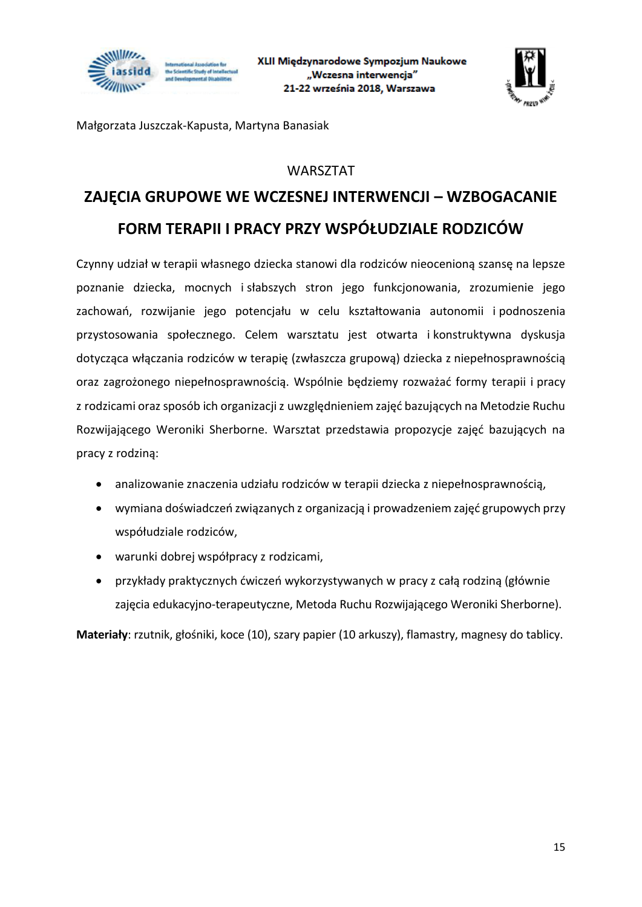Małgorzata Juszczak-Kapusta, Martyna Banasiak

WARSZTAT

# ZAJĘCIA GRUPOWE WE WCZESNEJ INTERWENCJI – WZBOGACANIE FORM TERAPII I PRACY PRZY WSPÓŁUDZIALE RODZICÓW

Czynny udział w terapii własnego dziecka stanowi dla rodziców nieocenioną szansę na lepsze poznanie dziecka, mocnych i słabszych stron jego funkcjonowania, zrozumienie jego zachowań, rozwijanie jego potencjału w celu kształtowania autonomii i podnoszenia przystosowania społecznego. Celem warsztatu jest otwarta i konstruktywna dyskusja dotycząca włączania rodziców w terapię (zwłaszcza grupową) dziecka z niepełnosprawnością oraz zagrożonego niepełnosprawnością. Wspólnie będziemy rozważać formy terapii i pracy z rodzicami oraz sposób ich organizacji z uwzględnieniem zajęć bazujących na Metodzie Ruchu Rozwijającego Weroniki Sherborne. Warsztat przedstawia propozycje zajęć bazujących na pracy z rodziną:

- analizowanie znaczenia udziału rodziców w terapii dziecka z niepełnosprawnością,
- wymiana doświadczeń związanych z organizacją i prowadzeniem zajęć grupowych przy współudziale rodziców,
- warunki dobrej współpracy z rodzicami,
- przykłady praktycznych ćwiczeń wykorzystywanych w pracy z całą rodziną (głównie zajęcia edukacyjno-terapeutyczne, Metoda Ruchu Rozwijającego Weroniki Sherborne).

**Materiały**: rzutnik, głośniki, koce (10), szary papier (10 arkuszy), flamastry, magnesy do tablicy.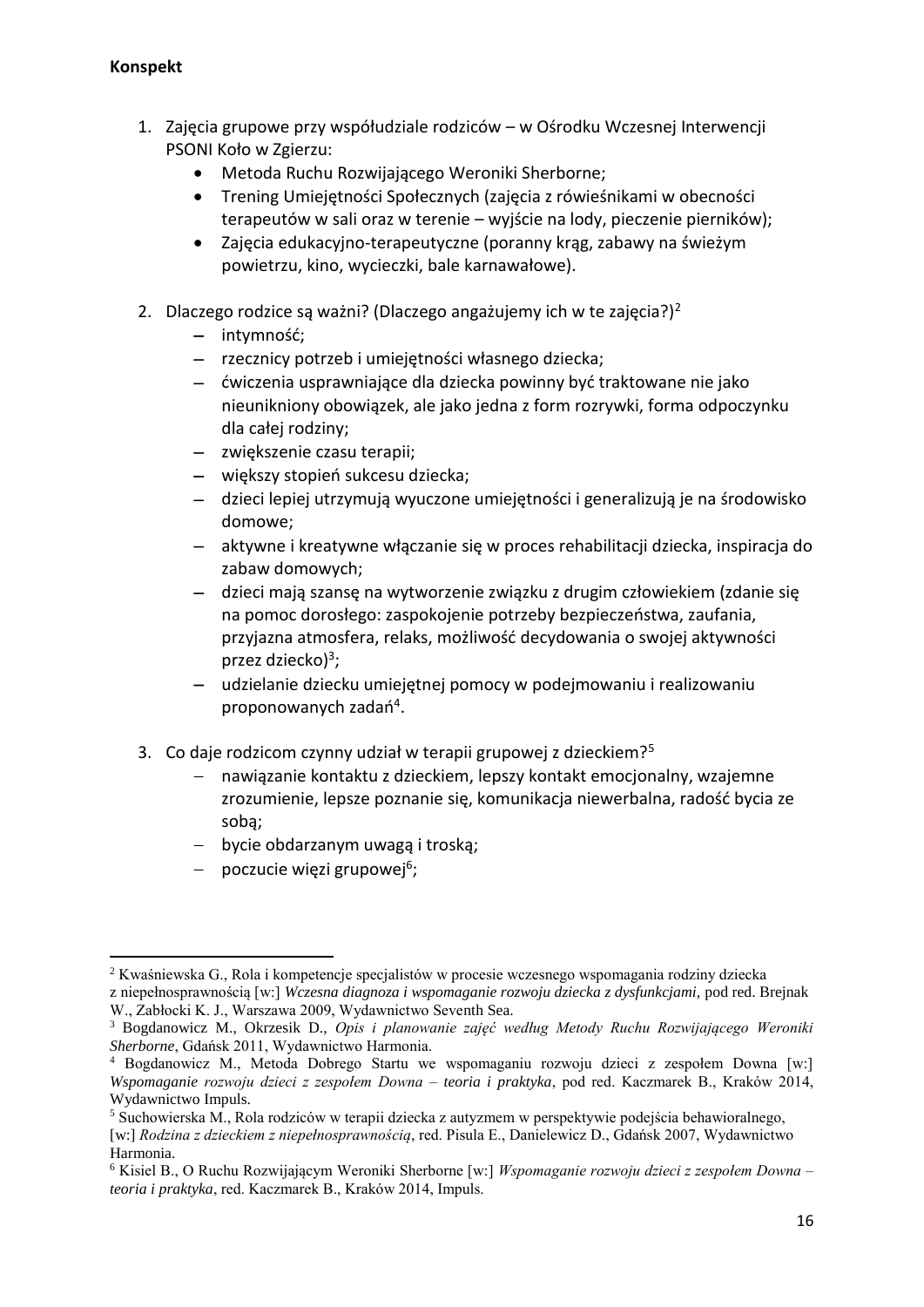**Konspekt**

1. Zajęcia grupowe przy współudziale rodziców – w Ośrodku Wczesnej Interwencji PSONI Koło w Zgierzu:
   - Metoda Ruchu Rozwijającego Weroniki Sherborne;
   - Trening Umiejętności Społecznych (zajęcia z rówieśnikami w obecności terapeutów w sali oraz w terenie – wyjście na lody, pieczenie pierników);
   - Zajęcia edukacyjno-terapeutyczne (poranny krąg, zabawy na świeżym powietrzu, kino, wycieczki, bale karnawałowe).

2. Dlaczego rodzice są ważni? (Dlaczego angażujemy ich w te zajęcia?)[2]
   - intymność;
   - rzecznicy potrzeb i umiejętności własnego dziecka;
   - ćwiczenia usprawniające dla dziecka powinny być traktowane nie jako nieunikniony obowiązek, ale jako jedna z form rozrywki, forma odpoczynku dla całej rodziny;
   - zwiększenie czasu terapii;
   - większy stopień sukcesu dziecka;
   - dzieci lepiej utrzymują wyuczone umiejętności i generalizują je na środowisko domowe;
   - aktywne i kreatywne włączanie się w proces rehabilitacji dziecka, inspiracja do zabaw domowych;
   - dzieci mają szansę na wytworzenie związku z drugim człowiekiem (zdanie się na pomoc dorosłego: zaspokojenie potrzeby bezpieczeństwa, zaufania, przyjazna atmosfera, relaks, możliwość decydowania o swojej aktywności przez dziecko)[3];
   - udzielanie dziecku umiejętnej pomocy w podejmowaniu i realizowaniu proponowanych zadań[4].

3. Co daje rodzicom czynny udział w terapii grupowej z dzieckiem?[5]
   - nawiązanie kontaktu z dzieckiem, lepszy kontakt emocjonalny, wzajemne zrozumienie, lepsze poznanie się, komunikacja niewerbalna, radość bycia ze sobą;
   - bycie obdarzanym uwagą i troską;
   - poczucie więzi grupowej[6];

---

[2] Kwaśniewska G., Rola i kompetencje specjalistów w procesie wczesnego wspomagania rodziny dziecka z niepełnosprawnością [w:] *Wczesna diagnoza i wspomaganie rozwoju dziecka z dysfunkcjami*, pod red. Brejnak W., Zabłocki K. J., Warszawa 2009, Wydawnictwo Seventh Sea.

[3] Bogdanowicz M., Okrzesik D., *Opis i planowanie zajęć według Metody Ruchu Rozwijającego Weroniki Sherborne*, Gdańsk 2011, Wydawnictwo Harmonia.

[4] Bogdanowicz M., Metoda Dobrego Startu we wspomaganiu rozwoju dzieci z zespołem Downa [w:] *Wspomaganie rozwoju dzieci z zespołem Downa – teoria i praktyka*, pod red. Kaczmarek B., Kraków 2014, Wydawnictwo Impuls.

[5] Suchowierska M., Rola rodziców w terapii dziecka z autyzmem w perspektywie podejścia behawioralnego, [w:] *Rodzina z dzieckiem z niepełnosprawnością*, red. Pisula E., Danielewicz D., Gdańsk 2007, Wydawnictwo Harmonia.

[6] Kisiel B., O Ruchu Rozwijającym Weroniki Sherborne [w:] *Wspomaganie rozwoju dzieci z zespołem Downa – teoria i praktyka*, red. Kaczmarek B., Kraków 2014, Impuls.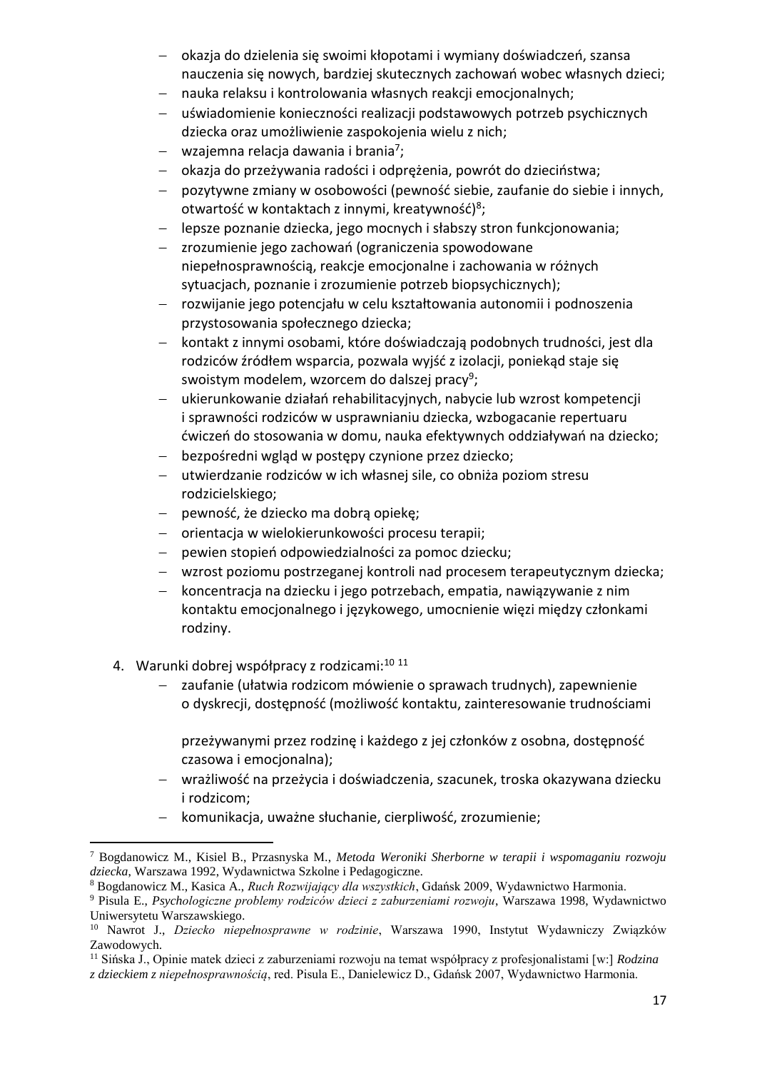- okazja do dzielenia się swoimi kłopotami i wymiany doświadczeń, szansa nauczenia się nowych, bardziej skutecznych zachowań wobec własnych dzieci;
- nauka relaksu i kontrolowania własnych reakcji emocjonalnych;
- uświadomienie konieczności realizacji podstawowych potrzeb psychicznych dziecka oraz umożliwienie zaspokojenia wielu z nich;
- wzajemna relacja dawania i brania[7];
- okazja do przeżywania radości i odprężenia, powrót do dzieciństwa;
- pozytywne zmiany w osobowości (pewność siebie, zaufanie do siebie i innych, otwartość w kontaktach z innymi, kreatywność)[8];
- lepsze poznanie dziecka, jego mocnych i słabszy stron funkcjonowania;
- zrozumienie jego zachowań (ograniczenia spowodowane niepełnosprawnością, reakcje emocjonalne i zachowania w różnych sytuacjach, poznanie i zrozumienie potrzeb biopsychicznych);
- rozwijanie jego potencjału w celu kształtowania autonomii i podnoszenia przystosowania społecznego dziecka;
- kontakt z innymi osobami, które doświadczają podobnych trudności, jest dla rodziców źródłem wsparcia, pozwala wyjść z izolacji, poniekąd staje się swoistym modelem, wzorcem do dalszej pracy[9];
- ukierunkowanie działań rehabilitacyjnych, nabycie lub wzrost kompetencji i sprawności rodziców w usprawnianiu dziecka, wzbogacanie repertuaru ćwiczeń do stosowania w domu, nauka efektywnych oddziaływań na dziecko;
- bezpośredni wgląd w postępy czynione przez dziecko;
- utwierdzanie rodziców w ich własnej sile, co obniża poziom stresu rodzicielskiego;
- pewność, że dziecko ma dobrą opiekę;
- orientacja w wielokierunkowości procesu terapii;
- pewien stopień odpowiedzialności za pomoc dziecku;
- wzrost poziomu postrzeganej kontroli nad procesem terapeutycznym dziecka;
- koncentracja na dziecku i jego potrzebach, empatia, nawiązywanie z nim kontaktu emocjonalnego i językowego, umocnienie więzi między członkami rodziny.

4. Warunki dobrej współpracy z rodzicami:[10] [11]
   - zaufanie (ułatwia rodzicom mówienie o sprawach trudnych), zapewnienie o dyskrecji, dostępność (możliwość kontaktu, zainteresowanie trudnościami przeżywanymi przez rodzinę i każdego z jej członków z osobna, dostępność czasowa i emocjonalna);
   - wrażliwość na przeżycia i doświadczenia, szacunek, troska okazywana dziecku i rodzicom;
   - komunikacja, uważne słuchanie, cierpliwość, zrozumienie;

---

[7] Bogdanowicz M., Kisiel B., Przasnyska M., *Metoda Weroniki Sherborne w terapii i wspomaganiu rozwoju dziecka*, Warszawa 1992, Wydawnictwa Szkolne i Pedagogiczne.

[8] Bogdanowicz M., Kasica A., *Ruch Rozwijający dla wszystkich*, Gdańsk 2009, Wydawnictwo Harmonia.

[9] Pisula E., *Psychologiczne problemy rodziców dzieci z zaburzeniami rozwoju*, Warszawa 1998, Wydawnictwo Uniwersytetu Warszawskiego.

[10] Nawrot J., *Dziecko niepełnosprawne w rodzinie*, Warszawa 1990, Instytut Wydawniczy Związków Zawodowych.

[11] Sińska J., Opinie matek dzieci z zaburzeniami rozwoju na temat współpracy z profesjonalistami [w:] *Rodzina z dzieckiem z niepełnosprawnością*, red. Pisula E., Danielewicz D., Gdańsk 2007, Wydawnictwo Harmonia.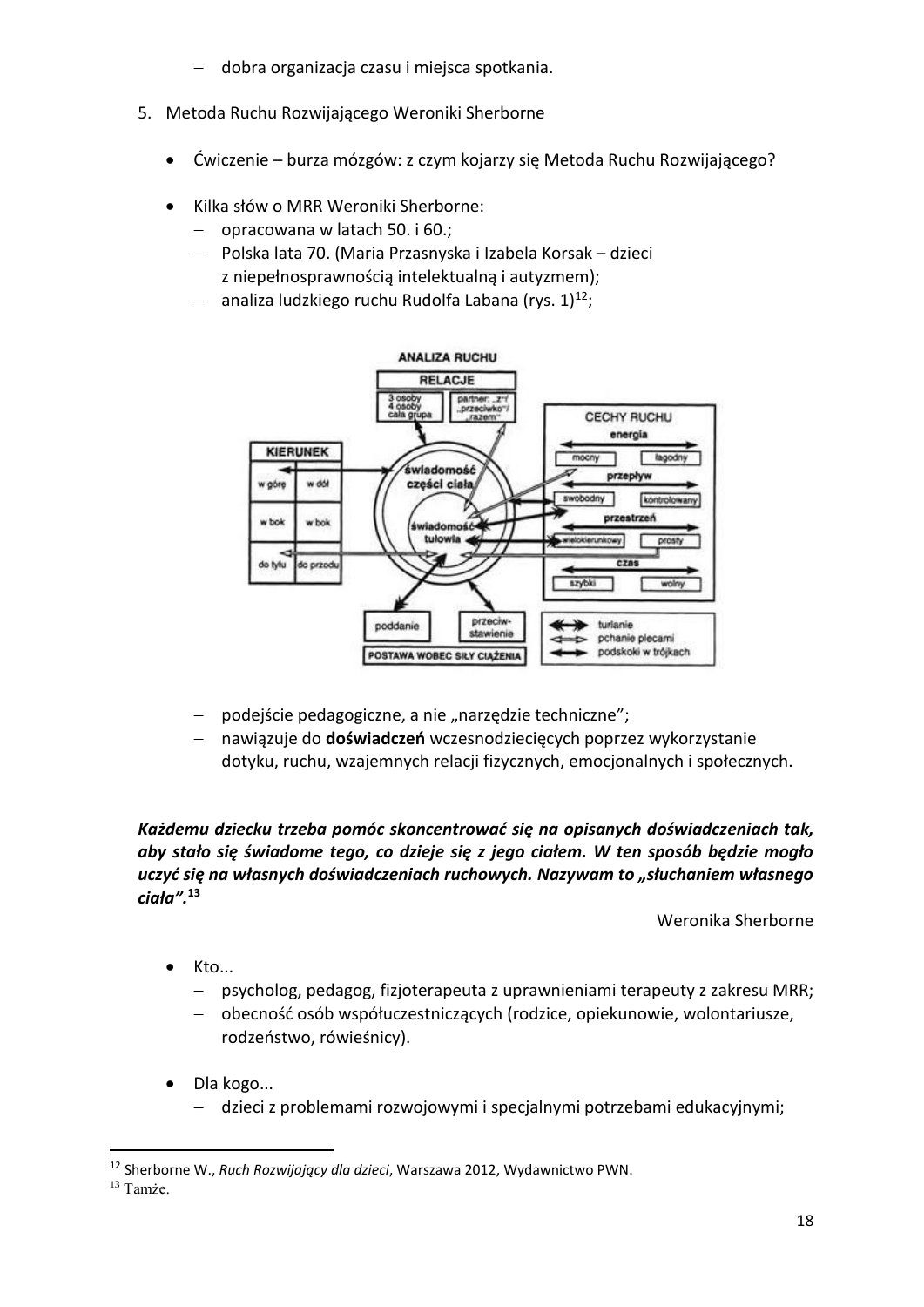- dobra organizacja czasu i miejsca spotkania.

5. Metoda Ruchu Rozwijającego Weroniki Sherborne

    - Ćwiczenie – burza mózgów: z czym kojarzy się Metoda Ruchu Rozwijającego?

    - Kilka słów o MRR Weroniki Sherborne:
        - opracowana w latach 50. i 60.;
        - Polska lata 70. (Maria Przasnyska i Izabela Korsak – dzieci z niepełnosprawnością intelektualną i autyzmem);
        - analiza ludzkiego ruchu Rudolfa Labana (rys. 1)[12];

ANALIZA RUCHU

RELACJE: 3 osoby, 4 osoby, cała grupa; partner: „z”/„przeciwko”/„razem”

KIERUNEK: w górę, w dół, w bok, w bok, do tyłu, do przodu

świadomość części ciała; świadomość tułowia

CECHY RUCHU: energia (mocny, łagodny); przepływ (swobodny, kontrolowany); przestrzeń (wielokierunkowy, prosty); czas (szybki, wolny)

POSTAWA WOBEC SIŁY CIĄŻENIA: poddanie, przeciwstawienie

turlanie; pchanie plecami; podskoki w trójkach

        - podejście pedagogiczne, a nie „narzędzie techniczne”;
        - nawiązuje do **doświadczeń** wczesnodziecięcych poprzez wykorzystanie dotyku, ruchu, wzajemnych relacji fizycznych, emocjonalnych i społecznych.

***Każdemu dziecku trzeba pomóc skoncentrować się na opisanych doświadczeniach tak, aby stało się świadome tego, co dzieje się z jego ciałem. W ten sposób będzie mogło uczyć się na własnych doświadczeniach ruchowych. Nazywam to „słuchaniem własnego ciała”.***[13]

Weronika Sherborne

    - Kto...
        - psycholog, pedagog, fizjoterapeuta z uprawnieniami terapeuty z zakresu MRR;
        - obecność osób współuczestniczących (rodzice, opiekunowie, wolontariusze, rodzeństwo, rówieśnicy).

    - Dla kogo...
        - dzieci z problemami rozwojowymi i specjalnymi potrzebami edukacyjnymi;

[12] Sherborne W., *Ruch Rozwijający dla dzieci*, Warszawa 2012, Wydawnictwo PWN.

[13] Tamże.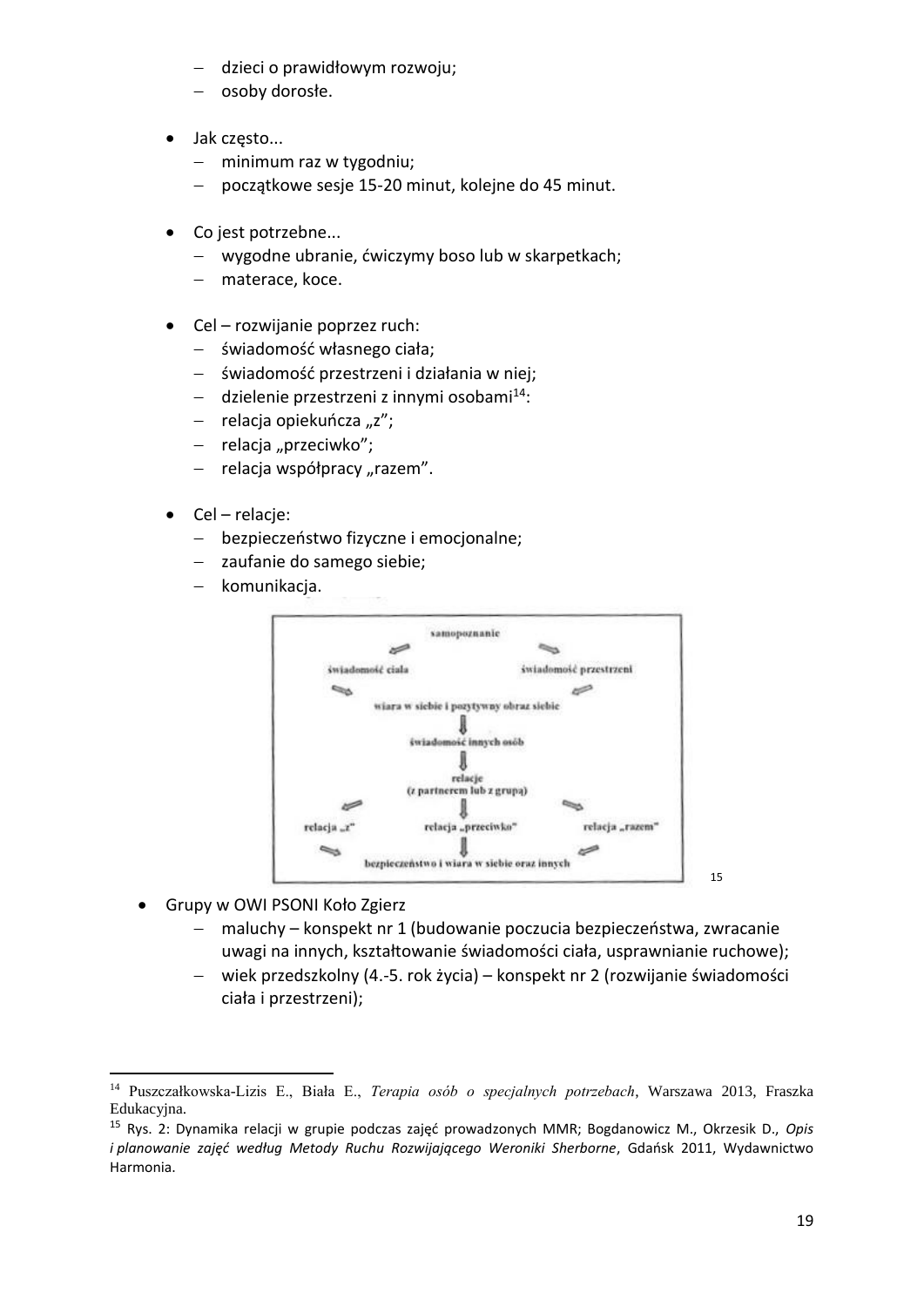- dzieci o prawidłowym rozwoju;
- osoby dorosłe.

- Jak często...
  - minimum raz w tygodniu;
  - początkowe sesje 15-20 minut, kolejne do 45 minut.

- Co jest potrzebne...
  - wygodne ubranie, ćwiczymy boso lub w skarpetkach;
  - materace, koce.

- Cel – rozwijanie poprzez ruch:
  - świadomość własnego ciała;
  - świadomość przestrzeni i działania w niej;
  - dzielenie przestrzeni z innymi osobami[14]:
  - relacja opiekuńcza „z";
  - relacja „przeciwko";
  - relacja współpracy „razem".

- Cel – relacje:
  - bezpieczeństwo fizyczne i emocjonalne;
  - zaufanie do samego siebie;
  - komunikacja.

samopoznanie

świadomość ciała — świadomość przestrzeni

wiara w siebie i pozytywny obraz siebie

świadomość innych osób

relacje
(z partnerem lub z grupą)

relacja „z" — relacja „przeciwko" — relacja „razem"

bezpieczeństwo i wiara w siebie oraz innych

[15]

- Grupy w OWI PSONI Koło Zgierz
  - maluchy – konspekt nr 1 (budowanie poczucia bezpieczeństwa, zwracanie uwagi na innych, kształtowanie świadomości ciała, usprawnianie ruchowe);
  - wiek przedszkolny (4.-5. rok życia) – konspekt nr 2 (rozwijanie świadomości ciała i przestrzeni);

---

[14] Puszczałkowska-Lizis E., Biała E., *Terapia osób o specjalnych potrzebach*, Warszawa 2013, Fraszka Edukacyjna.

[15] Rys. 2: Dynamika relacji w grupie podczas zajęć prowadzonych MMR; Bogdanowicz M., Okrzesik D., *Opis i planowanie zajęć według Metody Ruchu Rozwijającego Weroniki Sherborne*, Gdańsk 2011, Wydawnictwo Harmonia.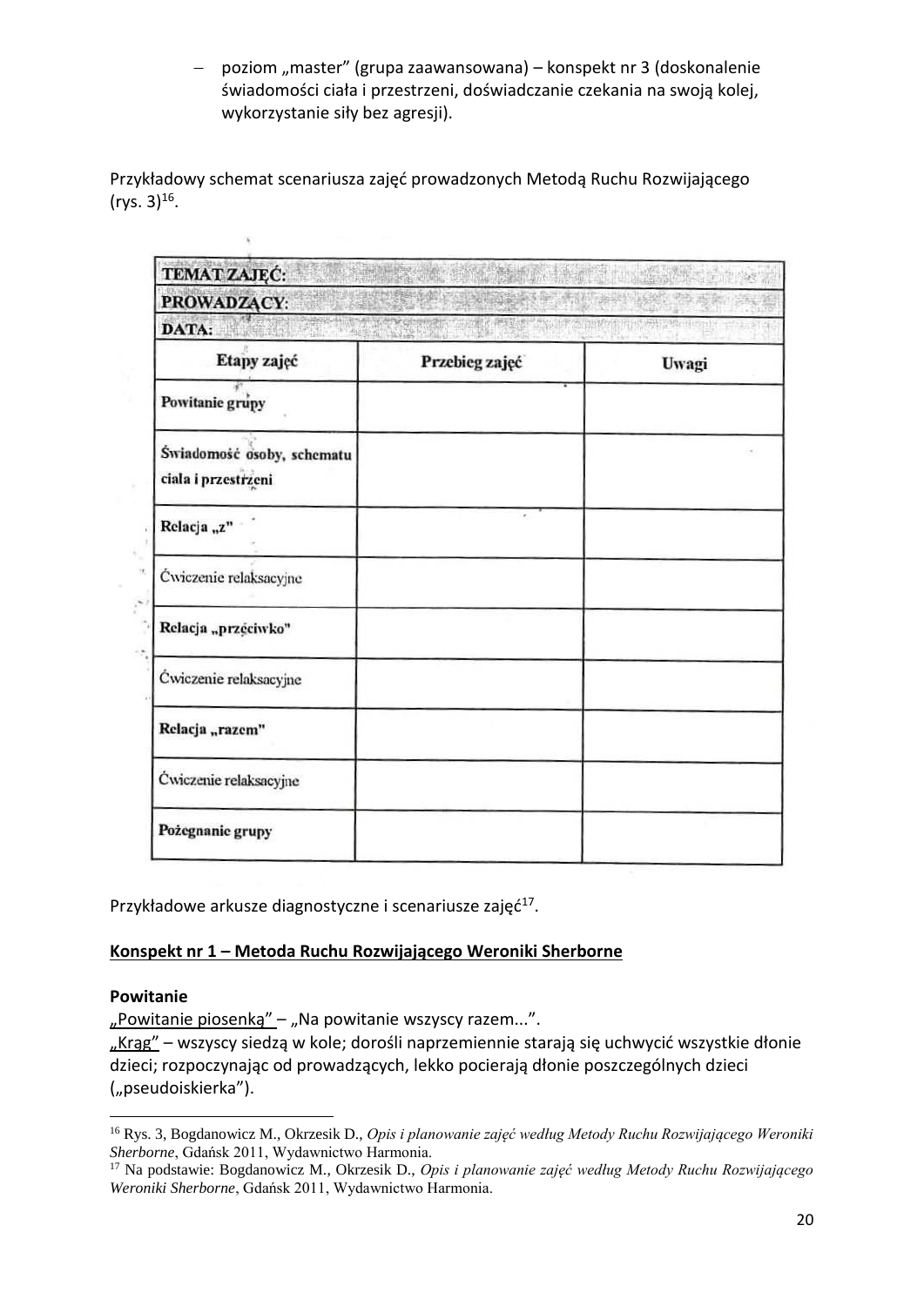- poziom „master" (grupa zaawansowana) – konspekt nr 3 (doskonalenie świadomości ciała i przestrzeni, doświadczanie czekania na swoją kolej, wykorzystanie siły bez agresji).

Przykładowy schemat scenariusza zajęć prowadzonych Metodą Ruchu Rozwijającego (rys. 3)[16].

| **TEMAT ZAJĘĆ:** | | |
|---|---|---|
| **PROWADZĄCY:** | | |
| **DATA:** | | |
| **Etapy zajęć** | **Przebieg zajęć** | **Uwagi** |
| **Powitanie grupy** | | |
| **Świadomość osoby, schematu ciała i przestrzeni** | | |
| **Relacja „z"** | | |
| Ćwiczenie relaksacyjne | | |
| **Relacja „przeciwko"** | | |
| Ćwiczenie relaksacyjne | | |
| **Relacja „razem"** | | |
| Ćwiczenie relaksacyjne | | |
| **Pożegnanie grupy** | | |

Przykładowe arkusze diagnostyczne i scenariusze zajęć[17].

**<u>Konspekt nr 1 – Metoda Ruchu Rozwijającego Weroniki Sherborne</u>**

**Powitanie**

<u>„Powitanie piosenką"</u> – „Na powitanie wszyscy razem...".

<u>„Krąg"</u> – wszyscy siedzą w kole; dorośli naprzemiennie starają się uchwycić wszystkie dłonie dzieci; rozpoczynając od prowadzących, lekko pocierają dłonie poszczególnych dzieci („pseudoiskierka").

---

[16] Rys. 3, Bogdanowicz M., Okrzesik D., *Opis i planowanie zajęć według Metody Ruchu Rozwijającego Weroniki Sherborne*, Gdańsk 2011, Wydawnictwo Harmonia.

[17] Na podstawie: Bogdanowicz M., Okrzesik D., *Opis i planowanie zajęć według Metody Ruchu Rozwijającego Weroniki Sherborne*, Gdańsk 2011, Wydawnictwo Harmonia.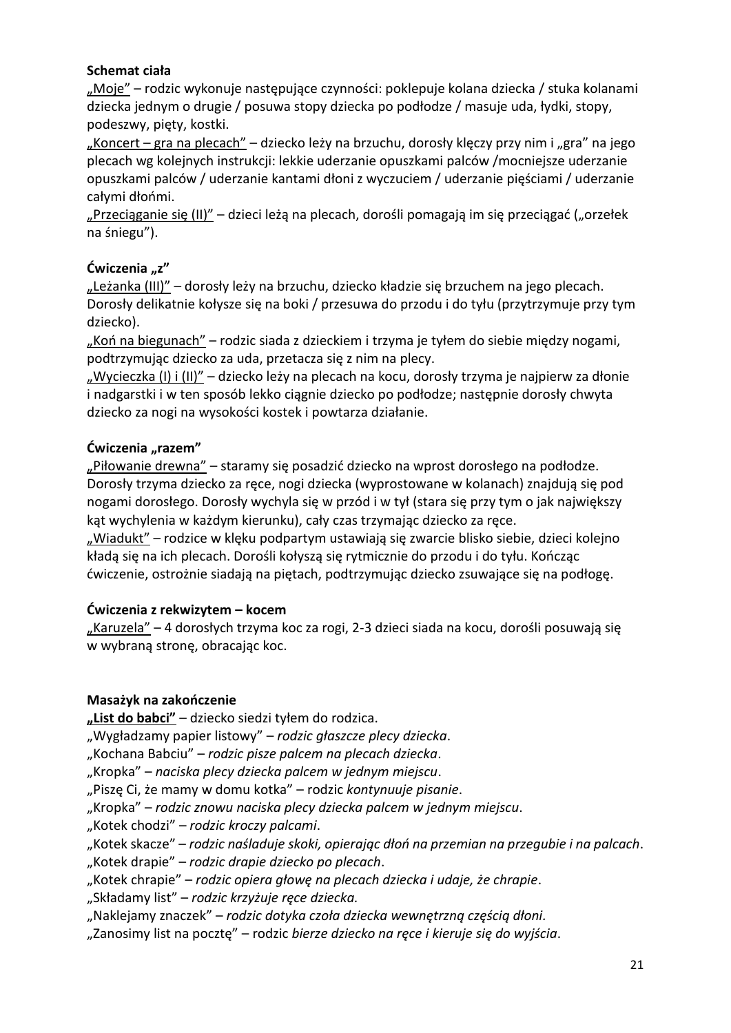**Schemat ciała**

„Moje” – rodzic wykonuje następujące czynności: poklepuje kolana dziecka / stuka kolanami dziecka jednym o drugie / posuwa stopy dziecka po podłodze / masuje uda, łydki, stopy, podeszwy, pięty, kostki.

„Koncert – gra na plecach” – dziecko leży na brzuchu, dorosły klęczy przy nim i „gra” na jego plecach wg kolejnych instrukcji: lekkie uderzanie opuszkami palców /mocniejsze uderzanie opuszkami palców / uderzanie kantami dłoni z wyczuciem / uderzanie pięściami / uderzanie całymi dłońmi.

„Przeciąganie się (II)” – dzieci leżą na plecach, dorośli pomagają im się przeciągać („orzełek na śniegu”).

**Ćwiczenia „z”**

„Leżanka (III)” – dorosły leży na brzuchu, dziecko kładzie się brzuchem na jego plecach. Dorosły delikatnie kołysze się na boki / przesuwa do przodu i do tyłu (przytrzymuje przy tym dziecko).

„Koń na biegunach” – rodzic siada z dzieckiem i trzyma je tyłem do siebie między nogami, podtrzymując dziecko za uda, przetacza się z nim na plecy.

„Wycieczka (I) i (II)” – dziecko leży na plecach na kocu, dorosły trzyma je najpierw za dłonie i nadgarstki i w ten sposób lekko ciągnie dziecko po podłodze; następnie dorosły chwyta dziecko za nogi na wysokości kostek i powtarza działanie.

**Ćwiczenia „razem”**

„Piłowanie drewna” – staramy się posadzić dziecko na wprost dorosłego na podłodze. Dorosły trzyma dziecko za ręce, nogi dziecka (wyprostowane w kolanach) znajdują się pod nogami dorosłego. Dorosły wychyla się w przód i w tył (stara się przy tym o jak największy kąt wychylenia w każdym kierunku), cały czas trzymając dziecko za ręce.

„Wiadukt” – rodzice w klęku podpartym ustawiają się zwarcie blisko siebie, dzieci kolejno kładą się na ich plecach. Dorośli kołyszą się rytmicznie do przodu i do tyłu. Kończąc ćwiczenie, ostrożnie siadają na piętach, podtrzymując dziecko zsuwające się na podłogę.

**Ćwiczenia z rekwizytem – kocem**

„Karuzela” – 4 dorosłych trzyma koc za rogi, 2-3 dzieci siada na kocu, dorośli posuwają się w wybraną stronę, obracając koc.

**Masażyk na zakończenie**

**„List do babci”** – dziecko siedzi tyłem do rodzica.

„Wygładzamy papier listowy” – *rodzic głaszcze plecy dziecka*.

„Kochana Babciu” – *rodzic pisze palcem na plecach dziecka*.

„Kropka” – *naciska plecy dziecka palcem w jednym miejscu*.

„Piszę Ci, że mamy w domu kotka” – rodzic *kontynuuje pisanie*.

„Kropka” – *rodzic znowu naciska plecy dziecka palcem w jednym miejscu*.

„Kotek chodzi” – *rodzic kroczy palcami*.

„Kotek skacze” – *rodzic naśladuje skoki, opierając dłoń na przemian na przegubie i na palcach*.

„Kotek drapie” – *rodzic drapie dziecko po plecach*.

„Kotek chrapie” – *rodzic opiera głowę na plecach dziecka i udaje, że chrapie*.

„Składamy list” – *rodzic krzyżuje ręce dziecka.*

„Naklejamy znaczek” – *rodzic dotyka czoła dziecka wewnętrzną częścią dłoni.*

„Zanosimy list na pocztę” – rodzic *bierze dziecko na ręce i kieruje się do wyjścia*.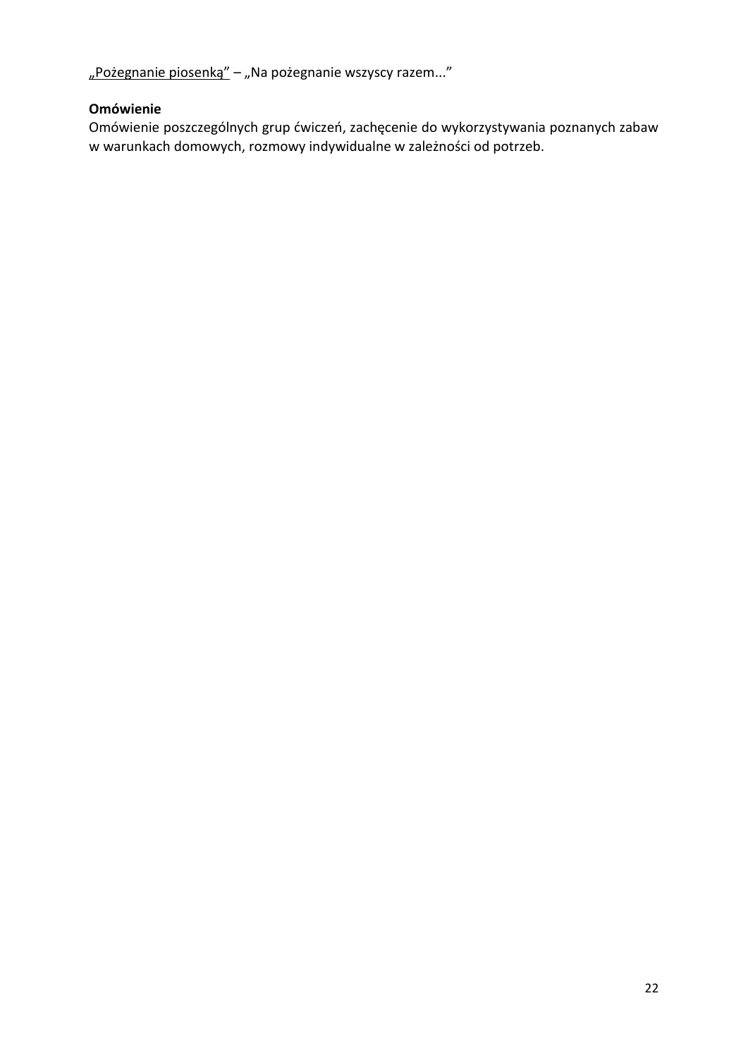<u>„Pożegnanie piosenką”</u> – „Na pożegnanie wszyscy razem...”

**Omówienie**

Omówienie poszczególnych grup ćwiczeń, zachęcenie do wykorzystywania poznanych zabaw w warunkach domowych, rozmowy indywidualne w zależności od potrzeb.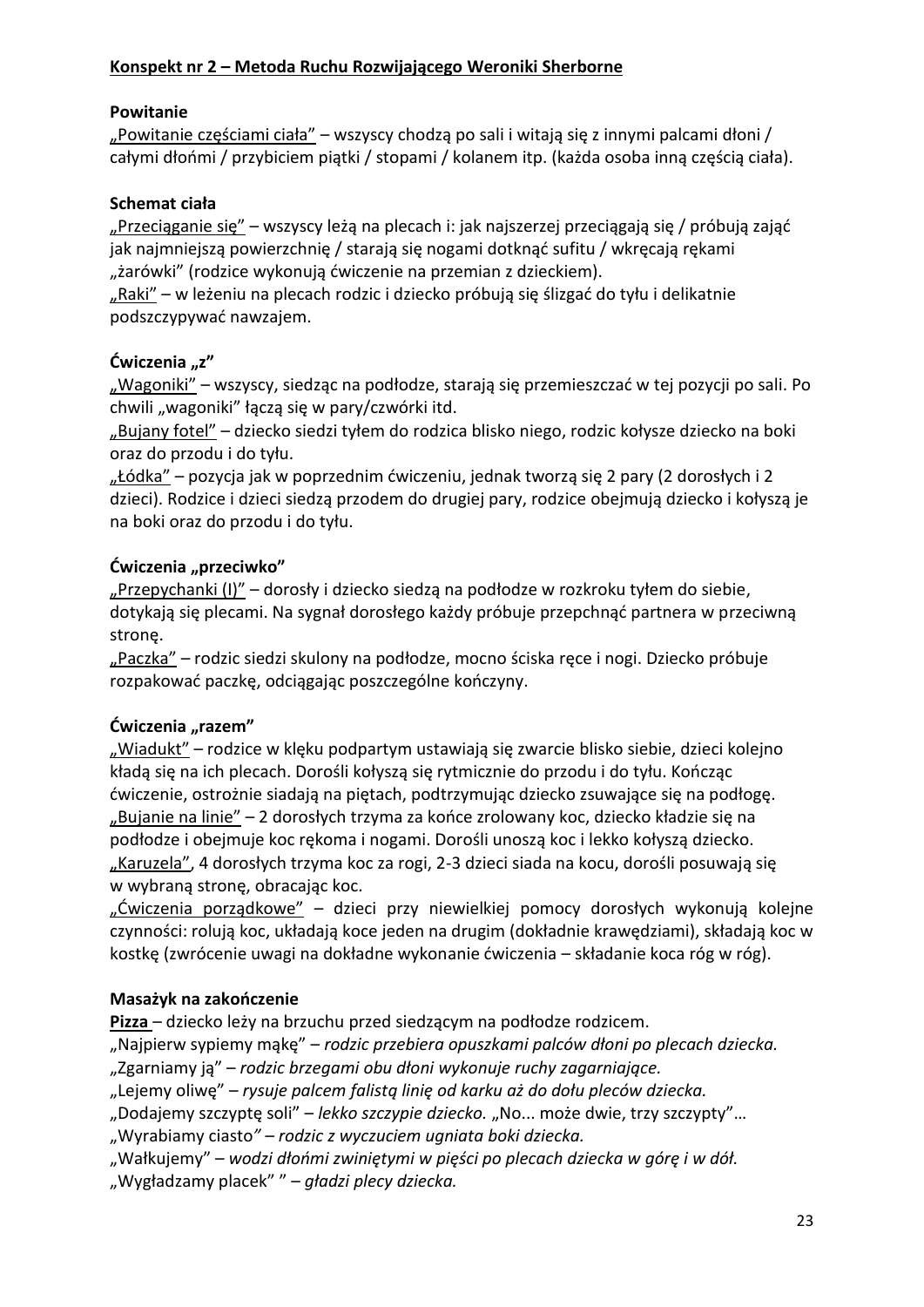**Konspekt nr 2 – Metoda Ruchu Rozwijającego Weroniki Sherborne**

**Powitanie**

„Powitanie częściami ciała” – wszyscy chodzą po sali i witają się z innymi palcami dłoni / całymi dłońmi / przybiciem piątki / stopami / kolanem itp. (każda osoba inną częścią ciała).

**Schemat ciała**

„Przeciąganie się” – wszyscy leżą na plecach i: jak najszerzej przeciągają się / próbują zająć jak najmniejszą powierzchnię / starają się nogami dotknąć sufitu / wkręcają rękami „żarówki” (rodzice wykonują ćwiczenie na przemian z dzieckiem).

„Raki” – w leżeniu na plecach rodzic i dziecko próbują się ślizgać do tyłu i delikatnie podszczypywać nawzajem.

**Ćwiczenia „z”**

„Wagoniki” – wszyscy, siedząc na podłodze, starają się przemieszczać w tej pozycji po sali. Po chwili „wagoniki” łączą się w pary/czwórki itd.

„Bujany fotel” – dziecko siedzi tyłem do rodzica blisko niego, rodzic kołysze dziecko na boki oraz do przodu i do tyłu.

„Łódka” – pozycja jak w poprzednim ćwiczeniu, jednak tworzą się 2 pary (2 dorosłych i 2 dzieci). Rodzice i dzieci siedzą przodem do drugiej pary, rodzice obejmują dziecko i kołyszą je na boki oraz do przodu i do tyłu.

**Ćwiczenia „przeciwko”**

„Przepychanki (I)” – dorosły i dziecko siedzą na podłodze w rozkroku tyłem do siebie, dotykają się plecami. Na sygnał dorosłego każdy próbuje przepchnąć partnera w przeciwną stronę.

„Paczka” – rodzic siedzi skulony na podłodze, mocno ściska ręce i nogi. Dziecko próbuje rozpakować paczkę, odciągając poszczególne kończyny.

**Ćwiczenia „razem”**

„Wiadukt” – rodzice w klęku podpartym ustawiają się zwarcie blisko siebie, dzieci kolejno kładą się na ich plecach. Dorośli kołyszą się rytmicznie do przodu i do tyłu. Kończąc ćwiczenie, ostrożnie siadają na piętach, podtrzymując dziecko zsuwające się na podłogę.

„Bujanie na linie” – 2 dorosłych trzyma za końce zrolowany koc, dziecko kładzie się na podłodze i obejmuje koc rękoma i nogami. Dorośli unoszą koc i lekko kołyszą dziecko.

„Karuzela”, 4 dorosłych trzyma koc za rogi, 2-3 dzieci siada na kocu, dorośli posuwają się w wybraną stronę, obracając koc.

„Ćwiczenia porządkowe” – dzieci przy niewielkiej pomocy dorosłych wykonują kolejne czynności: rolują koc, układają koce jeden na drugim (dokładnie krawędziami), składają koc w kostkę (zwrócenie uwagi na dokładne wykonanie ćwiczenia – składanie koca róg w róg).

**Masażyk na zakończenie**

**Pizza** – dziecko leży na brzuchu przed siedzącym na podłodze rodzicem.

„Najpierw sypiemy mąkę” – *rodzic przebiera opuszkami palców dłoni po plecach dziecka.*

„Zgarniamy ją” – *rodzic brzegami obu dłoni wykonuje ruchy zagarniające.*

„Lejemy oliwę” – *rysuje palcem falistą linię od karku aż do dołu pleców dziecka.*

„Dodajemy szczyptę soli” – *lekko szczypie dziecko.* „No... może dwie, trzy szczypty”…

„Wyrabiamy ciasto*” – rodzic z wyczuciem ugniata boki dziecka.*

„Wałkujemy” – *wodzi dłońmi zwiniętymi w pięści po plecach dziecka w górę i w dół.*

„Wygładzamy placek” ” – *gładzi plecy dziecka.*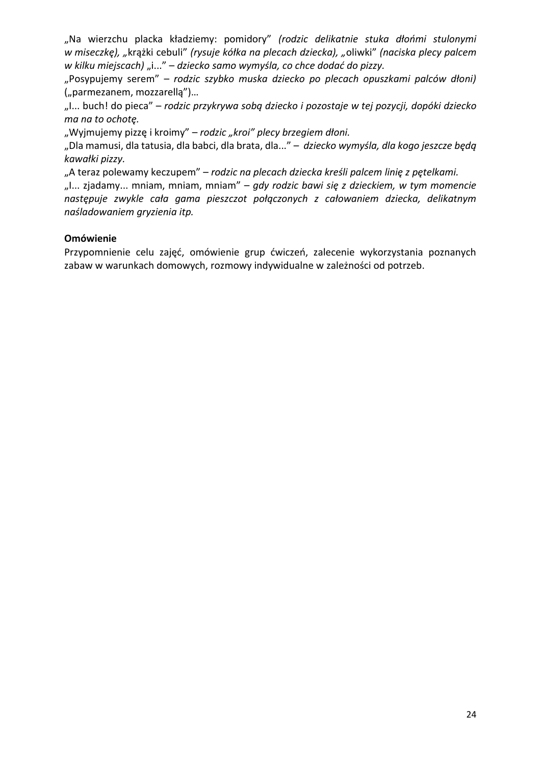„Na wierzchu placka kładziemy: pomidory" *(rodzic delikatnie stuka dłońmi stulonymi w miseczkę), „*krążki cebuli" *(rysuje kółka na plecach dziecka), „*oliwki" *(naciska plecy palcem w kilku miejscach)* „i..." – *dziecko samo wymyśla, co chce dodać do pizzy.*

„Posypujemy serem" – *rodzic szybko muska dziecko po plecach opuszkami palców dłoni)* („parmezanem, mozzarellą")…

„I... buch! do pieca" – *rodzic przykrywa sobą dziecko i pozostaje w tej pozycji, dopóki dziecko ma na to ochotę.*

„Wyjmujemy pizzę i kroimy" – *rodzic „kroi" plecy brzegiem dłoni.*

„Dla mamusi, dla tatusia, dla babci, dla brata, dla..." – *dziecko wymyśla, dla kogo jeszcze będą kawałki pizzy.*

„A teraz polewamy keczupem" – *rodzic na plecach dziecka kreśli palcem linię z pętelkami.*

„I... zjadamy... mniam, mniam, mniam" – *gdy rodzic bawi się z dzieckiem, w tym momencie następuje zwykle cała gama pieszczot połączonych z całowaniem dziecka, delikatnym naśladowaniem gryzienia itp.*

**Omówienie**

Przypomnienie celu zajęć, omówienie grup ćwiczeń, zalecenie wykorzystania poznanych zabaw w warunkach domowych, rozmowy indywidualne w zależności od potrzeb.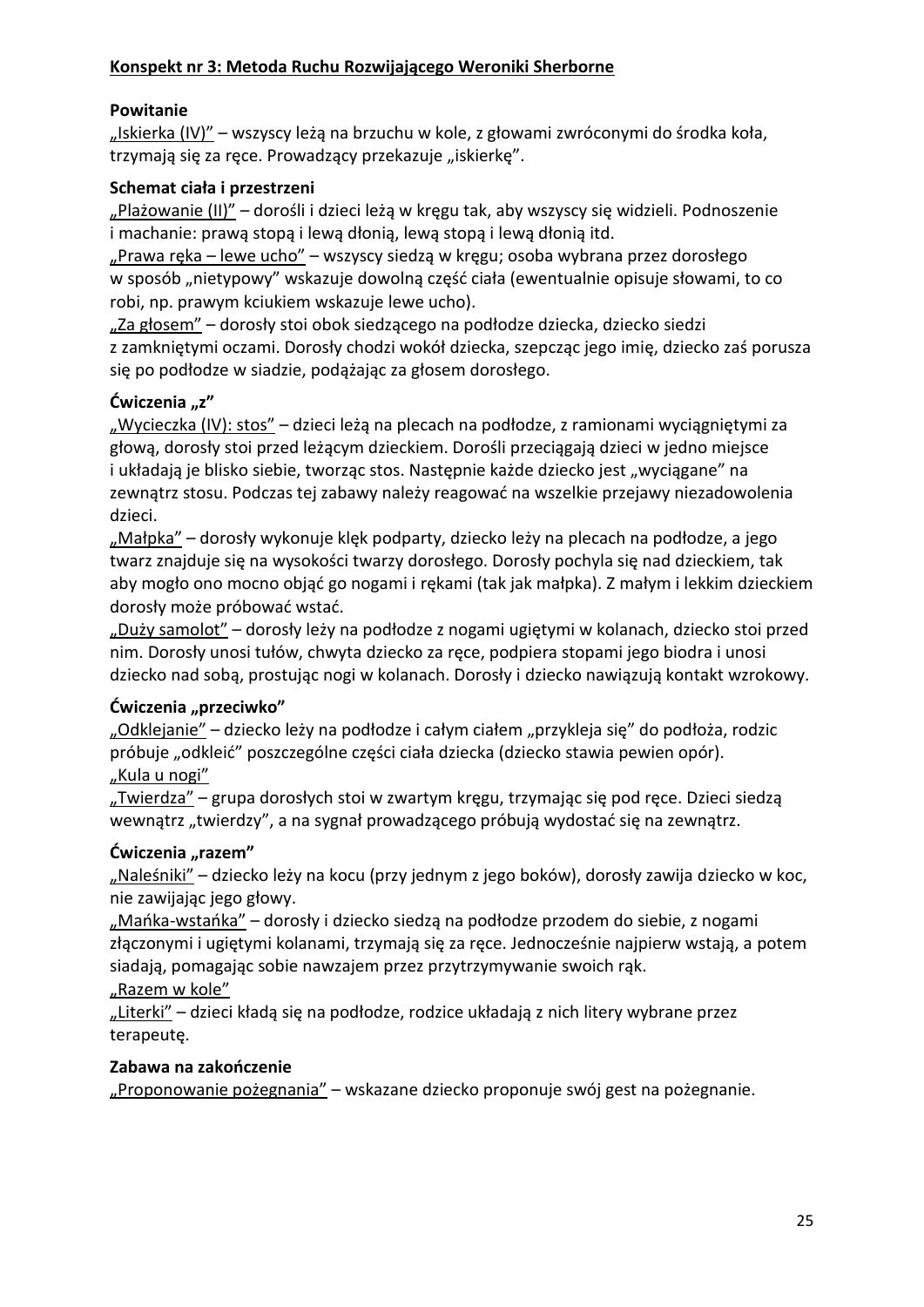**Konspekt nr 3: Metoda Ruchu Rozwijającego Weroniki Sherborne**

**Powitanie**

„Iskierka (IV)” – wszyscy leżą na brzuchu w kole, z głowami zwróconymi do środka koła, trzymają się za ręce. Prowadzący przekazuje „iskierkę”.

**Schemat ciała i przestrzeni**

„Plażowanie (II)” – dorośli i dzieci leżą w kręgu tak, aby wszyscy się widzieli. Podnoszenie i machanie: prawą stopą i lewą dłonią, lewą stopą i lewą dłonią itd.

„Prawa ręka – lewe ucho” – wszyscy siedzą w kręgu; osoba wybrana przez dorosłego w sposób „nietypowy” wskazuje dowolną część ciała (ewentualnie opisuje słowami, to co robi, np. prawym kciukiem wskazuje lewe ucho).

„Za głosem” – dorosły stoi obok siedzącego na podłodze dziecka, dziecko siedzi z zamkniętymi oczami. Dorosły chodzi wokół dziecka, szepcząc jego imię, dziecko zaś porusza się po podłodze w siadzie, podążając za głosem dorosłego.

**Ćwiczenia „z”**

„Wycieczka (IV): stos” – dzieci leżą na plecach na podłodze, z ramionami wyciągniętymi za głową, dorosły stoi przed leżącym dzieckiem. Dorośli przeciągają dzieci w jedno miejsce i układają je blisko siebie, tworząc stos. Następnie każde dziecko jest „wyciągane” na zewnątrz stosu. Podczas tej zabawy należy reagować na wszelkie przejawy niezadowolenia dzieci.

„Małpka” – dorosły wykonuje klęk podparty, dziecko leży na plecach na podłodze, a jego twarz znajduje się na wysokości twarzy dorosłego. Dorosły pochyla się nad dzieckiem, tak aby mogło ono mocno objąć go nogami i rękami (tak jak małpka). Z małym i lekkim dzieckiem dorosły może próbować wstać.

„Duży samolot” – dorosły leży na podłodze z nogami ugiętymi w kolanach, dziecko stoi przed nim. Dorosły unosi tułów, chwyta dziecko za ręce, podpiera stopami jego biodra i unosi dziecko nad sobą, prostując nogi w kolanach. Dorosły i dziecko nawiązują kontakt wzrokowy.

**Ćwiczenia „przeciwko”**

„Odklejanie” – dziecko leży na podłodze i całym ciałem „przykleja się” do podłoża, rodzic próbuje „odkleić” poszczególne części ciała dziecka (dziecko stawia pewien opór).

„Kula u nogi”

„Twierdza” – grupa dorosłych stoi w zwartym kręgu, trzymając się pod ręce. Dzieci siedzą wewnątrz „twierdzy”, a na sygnał prowadzącego próbują wydostać się na zewnątrz.

**Ćwiczenia „razem”**

„Naleśniki” – dziecko leży na kocu (przy jednym z jego boków), dorosły zawija dziecko w koc, nie zawijając jego głowy.

„Mańka-wstańka” – dorosły i dziecko siedzą na podłodze przodem do siebie, z nogami złączonymi i ugiętymi kolanami, trzymają się za ręce. Jednocześnie najpierw wstają, a potem siadają, pomagając sobie nawzajem przez przytrzymywanie swoich rąk.

„Razem w kole”

„Literki” – dzieci kładą się na podłodze, rodzice układają z nich litery wybrane przez terapeutę.

**Zabawa na zakończenie**

„Proponowanie pożegnania” – wskazane dziecko proponuje swój gest na pożegnanie.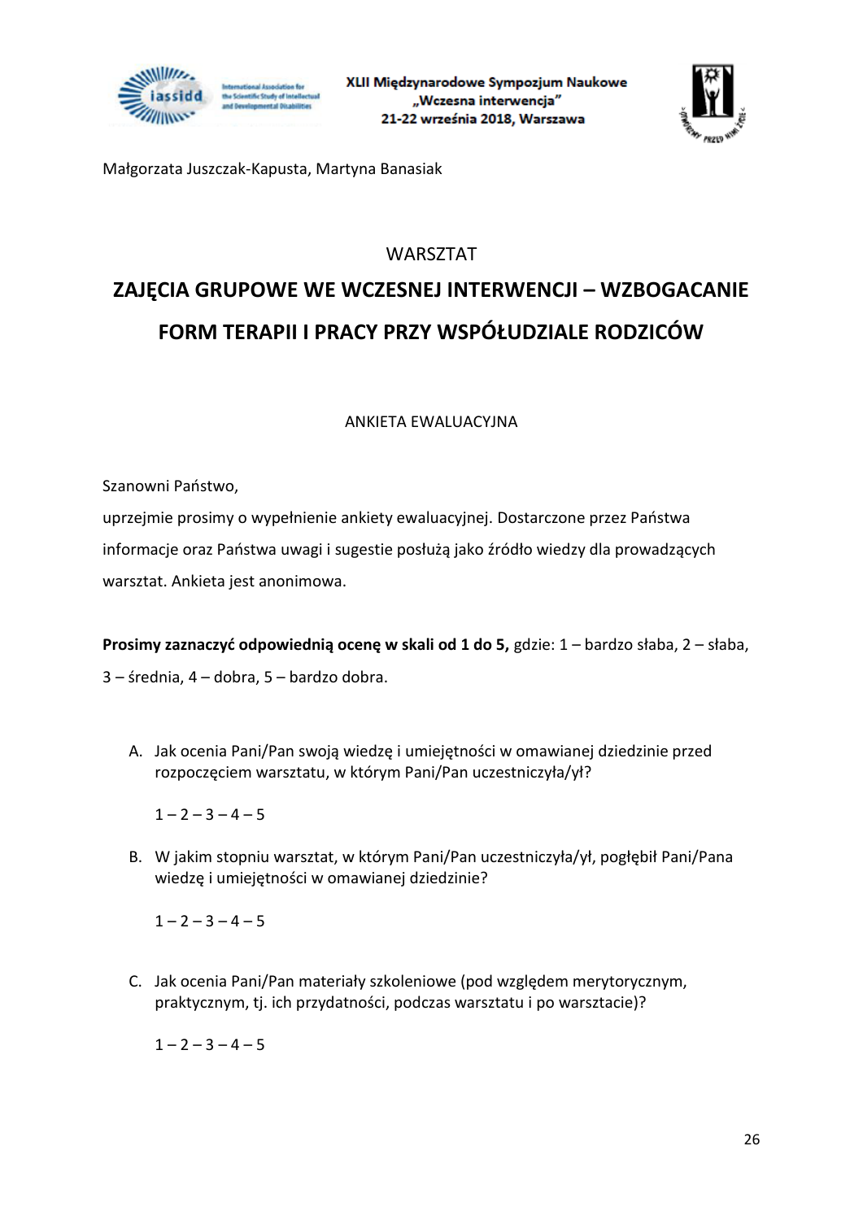Małgorzata Juszczak-Kapusta, Martyna Banasiak

WARSZTAT

# ZAJĘCIA GRUPOWE WE WCZESNEJ INTERWENCJI – WZBOGACANIE FORM TERAPII I PRACY PRZY WSPÓŁUDZIALE RODZICÓW

ANKIETA EWALUACYJNA

Szanowni Państwo,

uprzejmie prosimy o wypełnienie ankiety ewaluacyjnej. Dostarczone przez Państwa informacje oraz Państwa uwagi i sugestie posłużą jako źródło wiedzy dla prowadzących warsztat. Ankieta jest anonimowa.

**Prosimy zaznaczyć odpowiednią ocenę w skali od 1 do 5,** gdzie: 1 – bardzo słaba, 2 – słaba, 3 – średnia, 4 – dobra, 5 – bardzo dobra.

A. Jak ocenia Pani/Pan swoją wiedzę i umiejętności w omawianej dziedzinie przed rozpoczęciem warsztatu, w którym Pani/Pan uczestniczyła/ył?

   1 – 2 – 3 – 4 – 5

B. W jakim stopniu warsztat, w którym Pani/Pan uczestniczyła/ył, pogłębił Pani/Pana wiedzę i umiejętności w omawianej dziedzinie?

   1 – 2 – 3 – 4 – 5

C. Jak ocenia Pani/Pan materiały szkoleniowe (pod względem merytorycznym, praktycznym, tj. ich przydatności, podczas warsztatu i po warsztacie)?

   1 – 2 – 3 – 4 – 5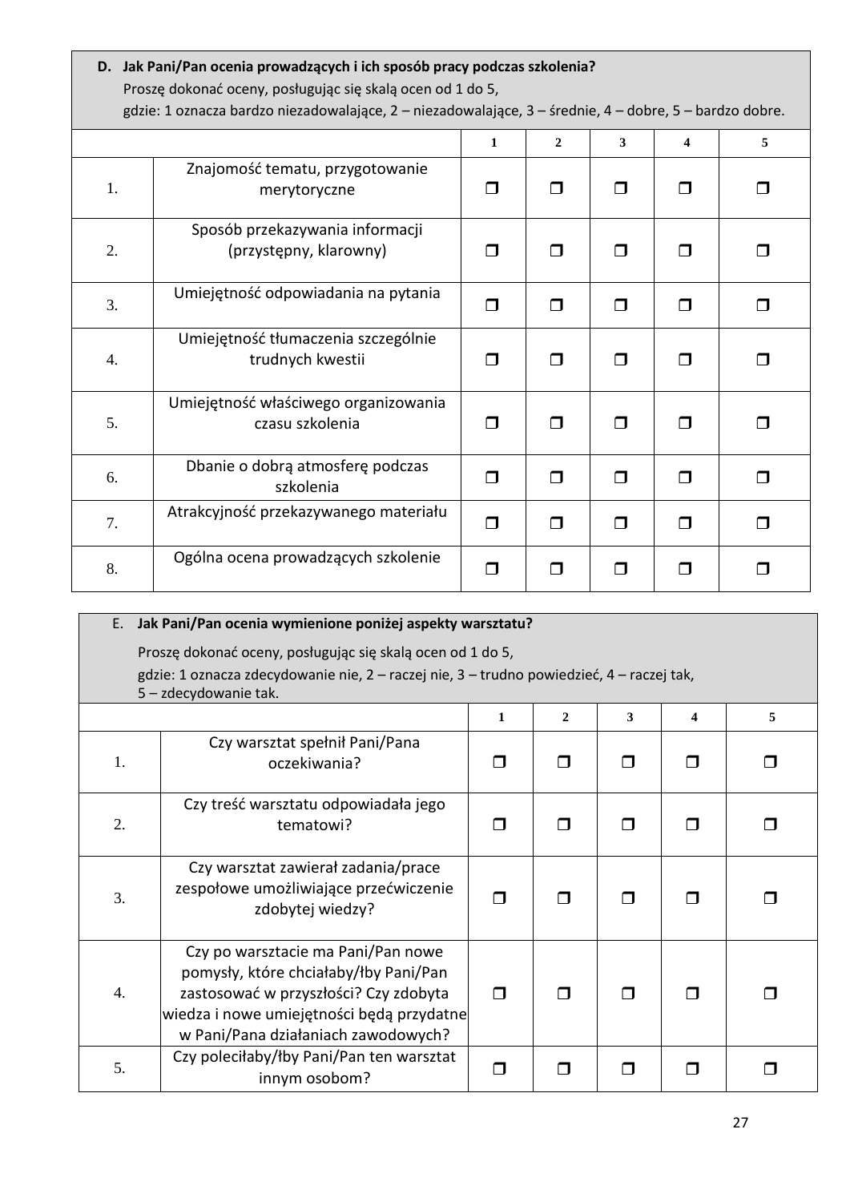**D. Jak Pani/Pan ocenia prowadzących i ich sposób pracy podczas szkolenia?**

Proszę dokonać oceny, posługując się skalą ocen od 1 do 5,
gdzie: 1 oznacza bardzo niezadowalające, 2 – niezadowalające, 3 – średnie, 4 – dobre, 5 – bardzo dobre.

| | | 1 | 2 | 3 | 4 | 5 |
|---|---|---|---|---|---|---|
| 1. | Znajomość tematu, przygotowanie merytoryczne | ❒ | ❒ | ❒ | ❒ | ❒ |
| 2. | Sposób przekazywania informacji (przystępny, klarowny) | ❒ | ❒ | ❒ | ❒ | ❒ |
| 3. | Umiejętność odpowiadania na pytania | ❒ | ❒ | ❒ | ❒ | ❒ |
| 4. | Umiejętność tłumaczenia szczególnie trudnych kwestii | ❒ | ❒ | ❒ | ❒ | ❒ |
| 5. | Umiejętność właściwego organizowania czasu szkolenia | ❒ | ❒ | ❒ | ❒ | ❒ |
| 6. | Dbanie o dobrą atmosferę podczas szkolenia | ❒ | ❒ | ❒ | ❒ | ❒ |
| 7. | Atrakcyjność przekazywanego materiału | ❒ | ❒ | ❒ | ❒ | ❒ |
| 8. | Ogólna ocena prowadzących szkolenie | ❒ | ❒ | ❒ | ❒ | ❒ |

**E. Jak Pani/Pan ocenia wymienione poniżej aspekty warsztatu?**

Proszę dokonać oceny, posługując się skalą ocen od 1 do 5,
gdzie: 1 oznacza zdecydowanie nie, 2 – raczej nie, 3 – trudno powiedzieć, 4 – raczej tak, 5 – zdecydowanie tak.

| | | 1 | 2 | 3 | 4 | 5 |
|---|---|---|---|---|---|---|
| 1. | Czy warsztat spełnił Pani/Pana oczekiwania? | ❒ | ❒ | ❒ | ❒ | ❒ |
| 2. | Czy treść warsztatu odpowiadała jego tematowi? | ❒ | ❒ | ❒ | ❒ | ❒ |
| 3. | Czy warsztat zawierał zadania/prace zespołowe umożliwiające przećwiczenie zdobytej wiedzy? | ❒ | ❒ | ❒ | ❒ | ❒ |
| 4. | Czy po warsztacie ma Pani/Pan nowe pomysły, które chciałaby/łby Pani/Pan zastosować w przyszłości? Czy zdobyta wiedza i nowe umiejętności będą przydatne w Pani/Pana działaniach zawodowych? | ❒ | ❒ | ❒ | ❒ | ❒ |
| 5. | Czy poleciłaby/łby Pani/Pan ten warsztat innym osobom? | ❒ | ❒ | ❒ | ❒ | ❒ |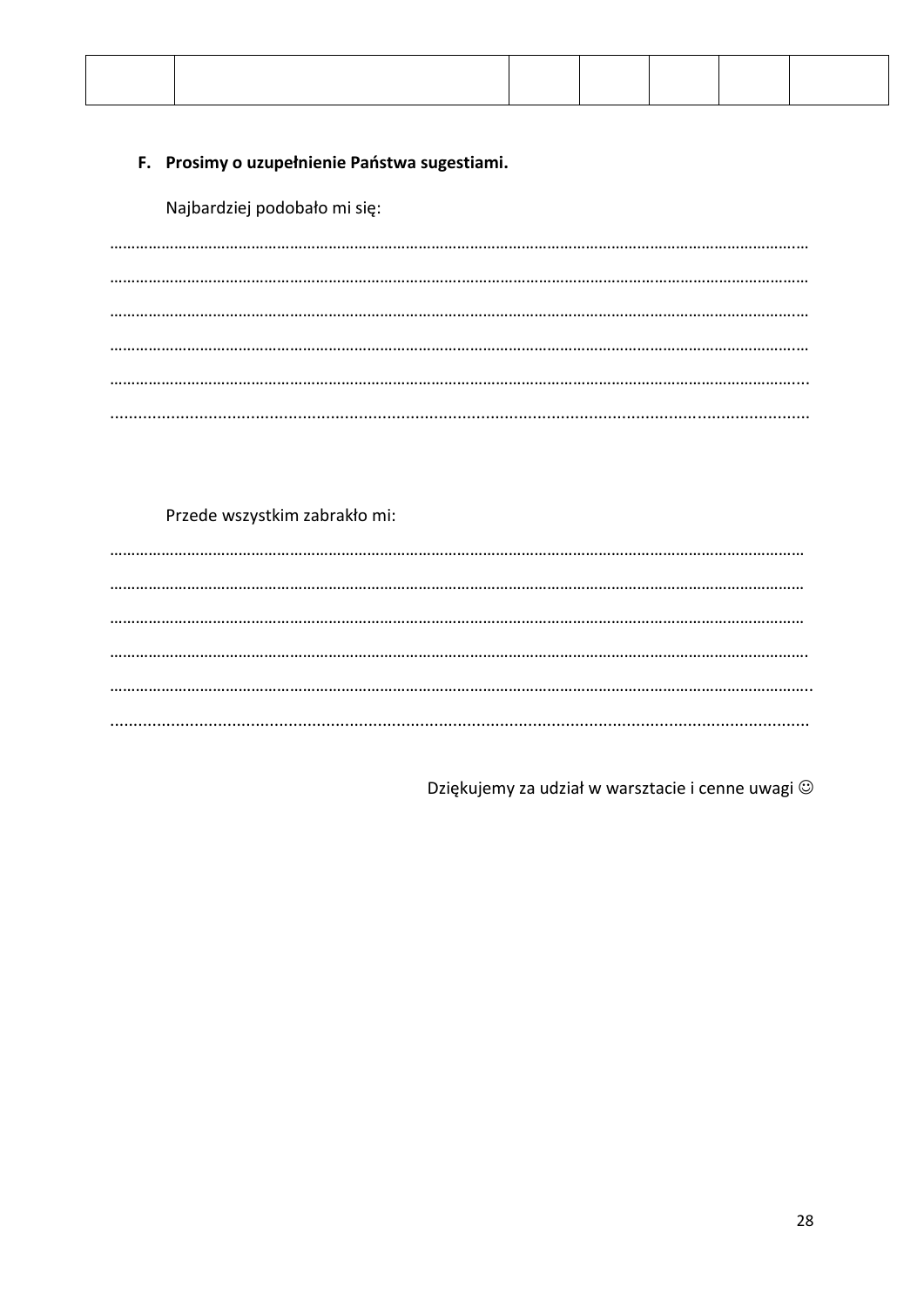| | | | | | | |
|---|---|---|---|---|---|---|
| | | | | | | |

**F. Prosimy o uzupełnienie Państwa sugestiami.**

Najbardziej podobało mi się:

………………………………………………………………………………………………………………………………………………

………………………………………………………………………………………………………………………………………………

………………………………………………………………………………………………………………………………………………

………………………………………………………………………………………………………………………………………………

………………………………………………………………………………………………………………………………………………

………………………………………………………………………………………………………………………………………………

Przede wszystkim zabrakło mi:

………………………………………………………………………………………………………………………………………………

………………………………………………………………………………………………………………………………………………

………………………………………………………………………………………………………………………………………………

………………………………………………………………………………………………………………………………………………

………………………………………………………………………………………………………………………………………………

………………………………………………………………………………………………………………………………………………

Dziękujemy za udział w warsztacie i cenne uwagi ☺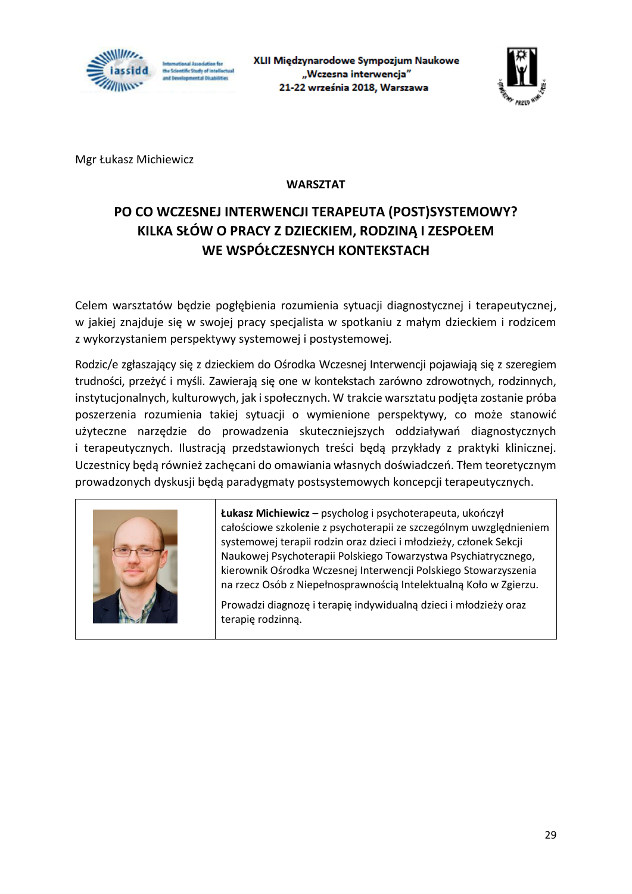Mgr Łukasz Michiewicz

**WARSZTAT**

# PO CO WCZESNEJ INTERWENCJI TERAPEUTA (POST)SYSTEMOWY? KILKA SŁÓW O PRACY Z DZIECKIEM, RODZINĄ I ZESPOŁEM WE WSPÓŁCZESNYCH KONTEKSTACH

Celem warsztatów będzie pogłębienia rozumienia sytuacji diagnostycznej i terapeutycznej, w jakiej znajduje się w swojej pracy specjalista w spotkaniu z małym dzieckiem i rodzicem z wykorzystaniem perspektywy systemowej i postsystemowej.

Rodzic/e zgłaszający się z dzieckiem do Ośrodka Wczesnej Interwencji pojawiają się z szeregiem trudności, przeżyć i myśli. Zawierają się one w kontekstach zarówno zdrowotnych, rodzinnych, instytucjonalnych, kulturowych, jak i społecznych. W trakcie warsztatu podjęta zostanie próba poszerzenia rozumienia takiej sytuacji o wymienione perspektywy, co może stanowić użyteczne narzędzie do prowadzenia skuteczniejszych oddziaływań diagnostycznych i terapeutycznych. Ilustracją przedstawionych treści będą przykłady z praktyki klinicznej. Uczestnicy będą również zachęcani do omawiania własnych doświadczeń. Tłem teoretycznym prowadzonych dyskusji będą paradygmaty postsystemowych koncepcji terapeutycznych.

**Łukasz Michiewicz** – psycholog i psychoterapeuta, ukończył całościowe szkolenie z psychoterapii ze szczególnym uwzględnieniem systemowej terapii rodzin oraz dzieci i młodzieży, członek Sekcji Naukowej Psychoterapii Polskiego Towarzystwa Psychiatrycznego, kierownik Ośrodka Wczesnej Interwencji Polskiego Stowarzyszenia na rzecz Osób z Niepełnosprawnością Intelektualną Koło w Zgierzu.

Prowadzi diagnozę i terapię indywidualną dzieci i młodzieży oraz terapię rodzinną.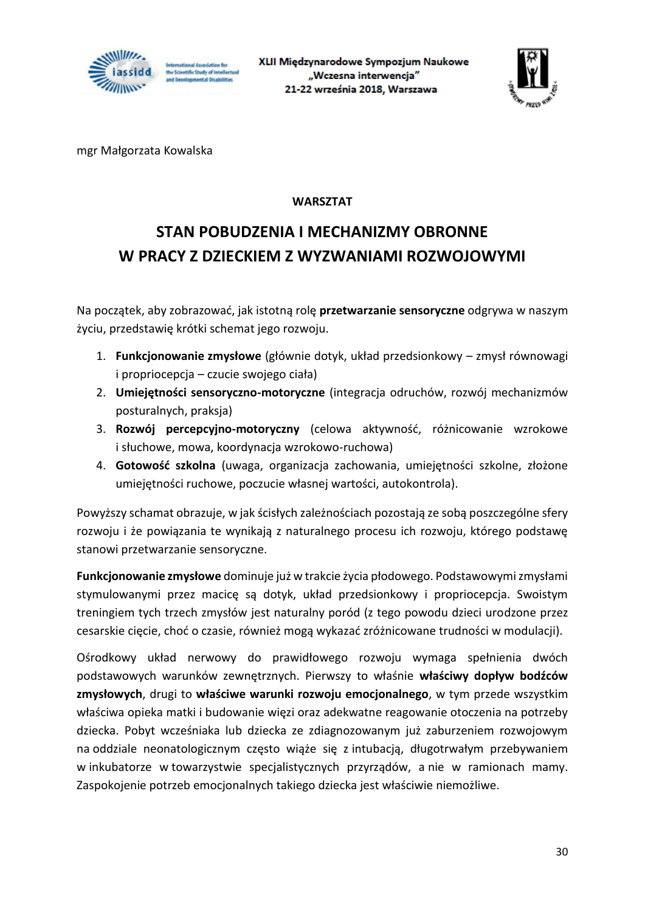mgr Małgorzata Kowalska

**WARSZTAT**

# STAN POBUDZENIA I MECHANIZMY OBRONNE W PRACY Z DZIECKIEM Z WYZWANIAMI ROZWOJOWYMI

Na początek, aby zobrazować, jak istotną rolę **przetwarzanie sensoryczne** odgrywa w naszym życiu, przedstawię krótki schemat jego rozwoju.

1. **Funkcjonowanie zmysłowe** (głównie dotyk, układ przedsionkowy – zmysł równowagi i propriocepcja – czucie swojego ciała)
2. **Umiejętności sensoryczno-motoryczne** (integracja odruchów, rozwój mechanizmów posturalnych, praksja)
3. **Rozwój percepcyjno-motoryczny** (celowa aktywność, różnicowanie wzrokowe i słuchowe, mowa, koordynacja wzrokowo-ruchowa)
4. **Gotowość szkolna** (uwaga, organizacja zachowania, umiejętności szkolne, złożone umiejętności ruchowe, poczucie własnej wartości, autokontrola).

Powyższy schamat obrazuje, w jak ścisłych zależnościach pozostają ze sobą poszczególne sfery rozwoju i że powiązania te wynikają z naturalnego procesu ich rozwoju, którego podstawę stanowi przetwarzanie sensoryczne.

**Funkcjonowanie zmysłowe** dominuje już w trakcie życia płodowego. Podstawowymi zmysłami stymulowanymi przez macicę są dotyk, układ przedsionkowy i propriocepcja. Swoistym treningiem tych trzech zmysłów jest naturalny poród (z tego powodu dzieci urodzone przez cesarskie cięcie, choć o czasie, również mogą wykazać zróżnicowane trudności w modulacji).

Ośrodkowy układ nerwowy do prawidłowego rozwoju wymaga spełnienia dwóch podstawowych warunków zewnętrznych. Pierwszy to właśnie **właściwy dopływ bodźców zmysłowych**, drugi to **właściwe warunki rozwoju emocjonalnego**, w tym przede wszystkim właściwa opieka matki i budowanie więzi oraz adekwatne reagowanie otoczenia na potrzeby dziecka. Pobyt wcześniaka lub dziecka ze zdiagnozowanym już zaburzeniem rozwojowym na oddziale neonatologicznym często wiąże się z intubacją, długotrwałym przebywaniem w inkubatorze w towarzystwie specjalistycznych przyrządów, a nie w ramionach mamy. Zaspokojenie potrzeb emocjonalnych takiego dziecka jest właściwie niemożliwe.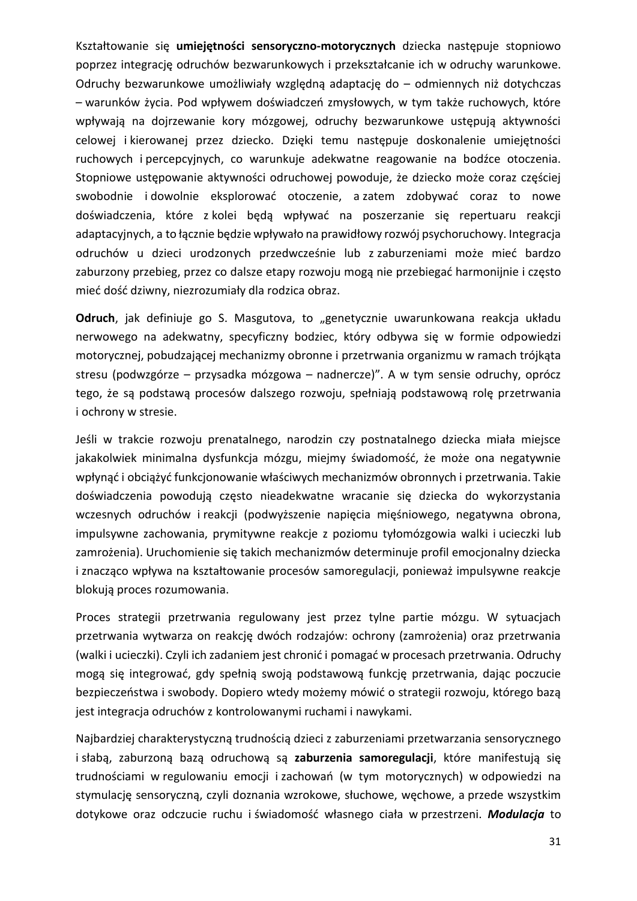Kształtowanie się **umiejętności sensoryczno-motorycznych** dziecka następuje stopniowo poprzez integrację odruchów bezwarunkowych i przekształcanie ich w odruchy warunkowe. Odruchy bezwarunkowe umożliwiały względną adaptację do – odmiennych niż dotychczas – warunków życia. Pod wpływem doświadczeń zmysłowych, w tym także ruchowych, które wpływają na dojrzewanie kory mózgowej, odruchy bezwarunkowe ustępują aktywności celowej i kierowanej przez dziecko. Dzięki temu następuje doskonalenie umiejętności ruchowych i percepcyjnych, co warunkuje adekwatne reagowanie na bodźce otoczenia. Stopniowe ustępowanie aktywności odruchowej powoduje, że dziecko może coraz częściej swobodnie i dowolnie eksplorować otoczenie, a zatem zdobywać coraz to nowe doświadczenia, które z kolei będą wpływać na poszerzanie się repertuaru reakcji adaptacyjnych, a to łącznie będzie wpływało na prawidłowy rozwój psychoruchowy. Integracja odruchów u dzieci urodzonych przedwcześnie lub z zaburzeniami może mieć bardzo zaburzony przebieg, przez co dalsze etapy rozwoju mogą nie przebiegać harmonijnie i często mieć dość dziwny, niezrozumiały dla rodzica obraz.

**Odruch**, jak definiuje go S. Masgutova, to „genetycznie uwarunkowana reakcja układu nerwowego na adekwatny, specyficzny bodziec, który odbywa się w formie odpowiedzi motorycznej, pobudzającej mechanizmy obronne i przetrwania organizmu w ramach trójkąta stresu (podwzgórze – przysadka mózgowa – nadnercze)". A w tym sensie odruchy, oprócz tego, że są podstawą procesów dalszego rozwoju, spełniają podstawową rolę przetrwania i ochrony w stresie.

Jeśli w trakcie rozwoju prenatalnego, narodzin czy postnatalnego dziecka miała miejsce jakakolwiek minimalna dysfunkcja mózgu, miejmy świadomość, że może ona negatywnie wpłynąć i obciążyć funkcjonowanie właściwych mechanizmów obronnych i przetrwania. Takie doświadczenia powodują często nieadekwatne wracanie się dziecka do wykorzystania wczesnych odruchów i reakcji (podwyższenie napięcia mięśniowego, negatywna obrona, impulsywne zachowania, prymitywne reakcje z poziomu tyłomózgowia walki i ucieczki lub zamrożenia). Uruchomienie się takich mechanizmów determinuje profil emocjonalny dziecka i znacząco wpływa na kształtowanie procesów samoregulacji, ponieważ impulsywne reakcje blokują proces rozumowania.

Proces strategii przetrwania regulowany jest przez tylne partie mózgu. W sytuacjach przetrwania wytwarza on reakcję dwóch rodzajów: ochrony (zamrożenia) oraz przetrwania (walki i ucieczki). Czyli ich zadaniem jest chronić i pomagać w procesach przetrwania. Odruchy mogą się integrować, gdy spełnią swoją podstawową funkcję przetrwania, dając poczucie bezpieczeństwa i swobody. Dopiero wtedy możemy mówić o strategii rozwoju, którego bazą jest integracja odruchów z kontrolowanymi ruchami i nawykami.

Najbardziej charakterystyczną trudnością dzieci z zaburzeniami przetwarzania sensorycznego i słabą, zaburzoną bazą odruchową są **zaburzenia samoregulacji**, które manifestują się trudnościami w regulowaniu emocji i zachowań (w tym motorycznych) w odpowiedzi na stymulację sensoryczną, czyli doznania wzrokowe, słuchowe, węchowe, a przede wszystkim dotykowe oraz odczucie ruchu i świadomość własnego ciała w przestrzeni. ***Modulacja*** to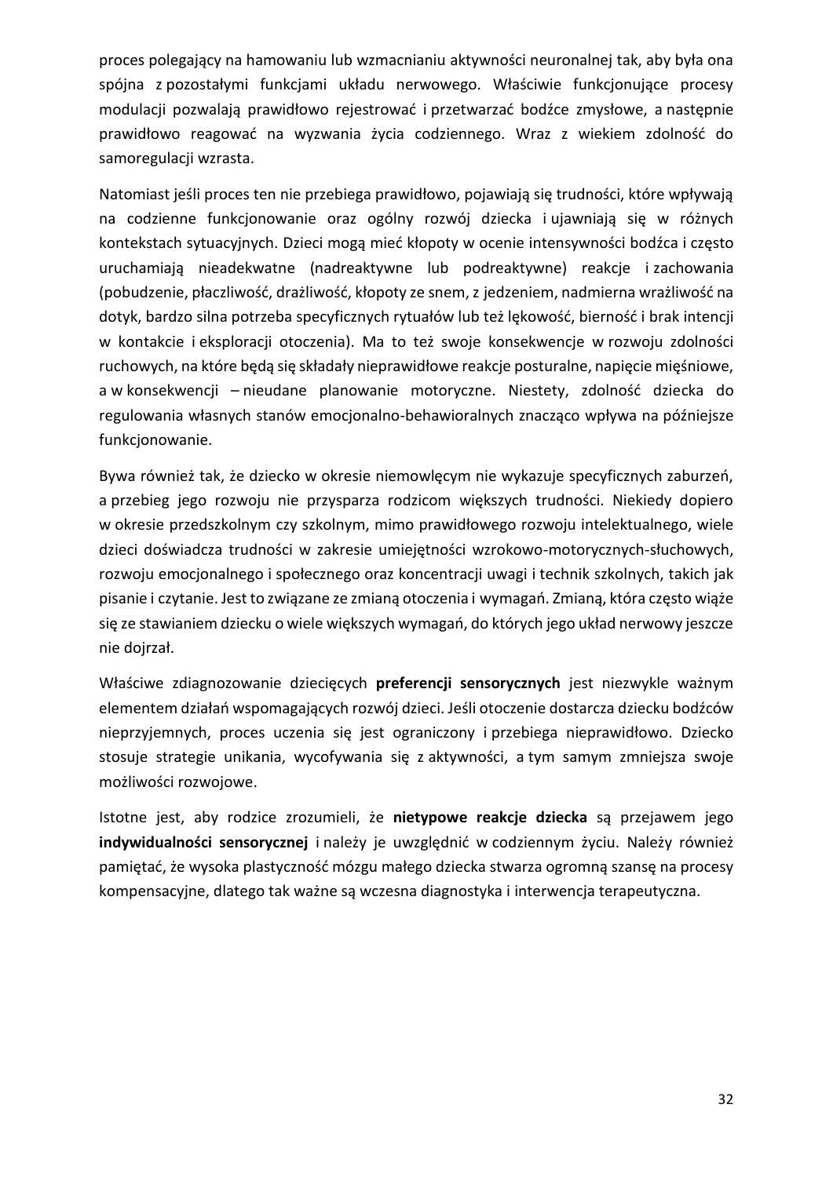proces polegający na hamowaniu lub wzmacnianiu aktywności neuronalnej tak, aby była ona spójna z pozostałymi funkcjami układu nerwowego. Właściwie funkcjonujące procesy modulacji pozwalają prawidłowo rejestrować i przetwarzać bodźce zmysłowe, a następnie prawidłowo reagować na wyzwania życia codziennego. Wraz z wiekiem zdolność do samoregulacji wzrasta.

Natomiast jeśli proces ten nie przebiega prawidłowo, pojawiają się trudności, które wpływają na codzienne funkcjonowanie oraz ogólny rozwój dziecka i ujawniają się w różnych kontekstach sytuacyjnych. Dzieci mogą mieć kłopoty w ocenie intensywności bodźca i często uruchamiają nieadekwatne (nadreaktywne lub podreaktywne) reakcje i zachowania (pobudzenie, płaczliwość, drażliwość, kłopoty ze snem, z jedzeniem, nadmierna wrażliwość na dotyk, bardzo silna potrzeba specyficznych rytuałów lub też lękowość, bierność i brak intencji w kontakcie i eksploracji otoczenia). Ma to też swoje konsekwencje w rozwoju zdolności ruchowych, na które będą się składały nieprawidłowe reakcje posturalne, napięcie mięśniowe, a w konsekwencji – nieudane planowanie motoryczne. Niestety, zdolność dziecka do regulowania własnych stanów emocjonalno-behawioralnych znacząco wpływa na późniejsze funkcjonowanie.

Bywa również tak, że dziecko w okresie niemowlęcym nie wykazuje specyficznych zaburzeń, a przebieg jego rozwoju nie przysparza rodzicom większych trudności. Niekiedy dopiero w okresie przedszkolnym czy szkolnym, mimo prawidłowego rozwoju intelektualnego, wiele dzieci doświadcza trudności w zakresie umiejętności wzrokowo-motorycznych-słuchowych, rozwoju emocjonalnego i społecznego oraz koncentracji uwagi i technik szkolnych, takich jak pisanie i czytanie. Jest to związane ze zmianą otoczenia i wymagań. Zmianą, która często wiąże się ze stawianiem dziecku o wiele większych wymagań, do których jego układ nerwowy jeszcze nie dojrzał.

Właściwe zdiagnozowanie dziecięcych **preferencji sensorycznych** jest niezwykle ważnym elementem działań wspomagających rozwój dzieci. Jeśli otoczenie dostarcza dziecku bodźców nieprzyjemnych, proces uczenia się jest ograniczony i przebiega nieprawidłowo. Dziecko stosuje strategie unikania, wycofywania się z aktywności, a tym samym zmniejsza swoje możliwości rozwojowe.

Istotne jest, aby rodzice zrozumieli, że **nietypowe reakcje dziecka** są przejawem jego **indywidualności sensorycznej** i należy je uwzględnić w codziennym życiu. Należy również pamiętać, że wysoka plastyczność mózgu małego dziecka stwarza ogromną szansę na procesy kompensacyjne, dlatego tak ważne są wczesna diagnostyka i interwencja terapeutyczna.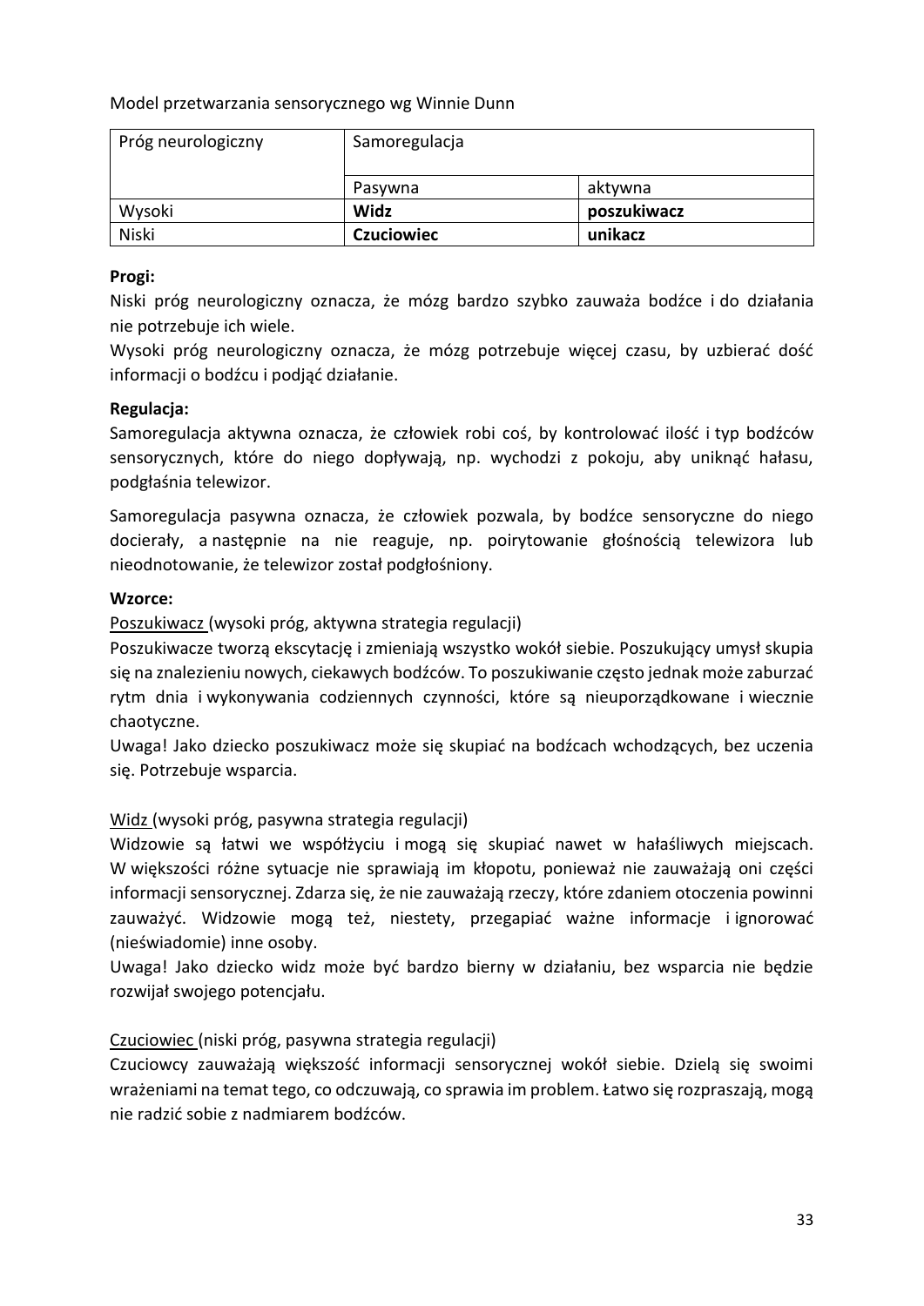Model przetwarzania sensorycznego wg Winnie Dunn

| Próg neurologiczny | Samoregulacja | |
|---|---|---|
| | Pasywna | aktywna |
| Wysoki | **Widz** | **poszukiwacz** |
| Niski | **Czuciowiec** | **unikacz** |

**Progi:**

Niski próg neurologiczny oznacza, że mózg bardzo szybko zauważa bodźce i do działania nie potrzebuje ich wiele.

Wysoki próg neurologiczny oznacza, że mózg potrzebuje więcej czasu, by uzbierać dość informacji o bodźcu i podjąć działanie.

**Regulacja:**

Samoregulacja aktywna oznacza, że człowiek robi coś, by kontrolować ilość i typ bodźców sensorycznych, które do niego dopływają, np. wychodzi z pokoju, aby uniknąć hałasu, podgłaśnia telewizor.

Samoregulacja pasywna oznacza, że człowiek pozwala, by bodźce sensoryczne do niego docierały, a następnie na nie reaguje, np. poirytowanie głośnością telewizora lub nieodnotowanie, że telewizor został podgłośniony.

**Wzorce:**

Poszukiwacz (wysoki próg, aktywna strategia regulacji)

Poszukiwacze tworzą ekscytację i zmieniają wszystko wokół siebie. Poszukujący umysł skupia się na znalezieniu nowych, ciekawych bodźców. To poszukiwanie często jednak może zaburzać rytm dnia i wykonywania codziennych czynności, które są nieuporządkowane i wiecznie chaotyczne.

Uwaga! Jako dziecko poszukiwacz może się skupiać na bodźcach wchodzących, bez uczenia się. Potrzebuje wsparcia.

Widz (wysoki próg, pasywna strategia regulacji)

Widzowie są łatwi we współżyciu i mogą się skupiać nawet w hałaśliwych miejscach. W większości różne sytuacje nie sprawiają im kłopotu, ponieważ nie zauważają oni części informacji sensorycznej. Zdarza się, że nie zauważają rzeczy, które zdaniem otoczenia powinni zauważyć. Widzowie mogą też, niestety, przegapiać ważne informacje i ignorować (nieświadomie) inne osoby.

Uwaga! Jako dziecko widz może być bardzo bierny w działaniu, bez wsparcia nie będzie rozwijał swojego potencjału.

Czuciowiec (niski próg, pasywna strategia regulacji)

Czuciowcy zauważają większość informacji sensorycznej wokół siebie. Dzielą się swoimi wrażeniami na temat tego, co odczuwają, co sprawia im problem. Łatwo się rozpraszają, mogą nie radzić sobie z nadmiarem bodźców.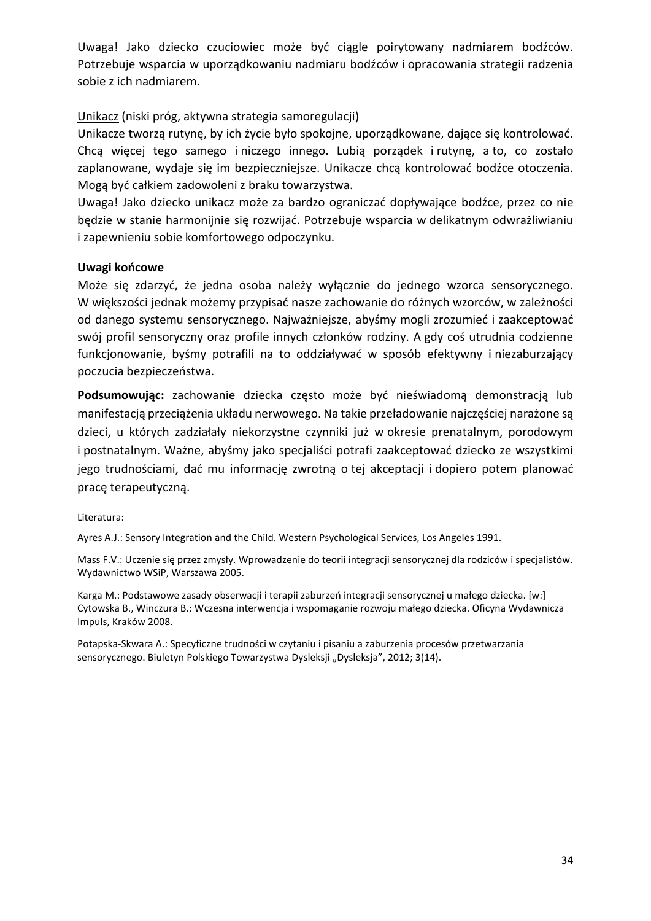Uwaga! Jako dziecko czuciowiec może być ciągle poirytowany nadmiarem bodźców. Potrzebuje wsparcia w uporządkowaniu nadmiaru bodźców i opracowania strategii radzenia sobie z ich nadmiarem.

Unikacz (niski próg, aktywna strategia samoregulacji)
Unikacze tworzą rutynę, by ich życie było spokojne, uporządkowane, dające się kontrolować. Chcą więcej tego samego i niczego innego. Lubią porządek i rutynę, a to, co zostało zaplanowane, wydaje się im bezpieczniejsze. Unikacze chcą kontrolować bodźce otoczenia. Mogą być całkiem zadowoleni z braku towarzystwa.
Uwaga! Jako dziecko unikacz może za bardzo ograniczać dopływające bodźce, przez co nie będzie w stanie harmonijnie się rozwijać. Potrzebuje wsparcia w delikatnym odwrażliwianiu i zapewnieniu sobie komfortowego odpoczynku.

**Uwagi końcowe**

Może się zdarzyć, że jedna osoba należy wyłącznie do jednego wzorca sensorycznego. W większości jednak możemy przypisać nasze zachowanie do różnych wzorców, w zależności od danego systemu sensorycznego. Najważniejsze, abyśmy mogli zrozumieć i zaakceptować swój profil sensoryczny oraz profile innych członków rodziny. A gdy coś utrudnia codzienne funkcjonowanie, byśmy potrafili na to oddziaływać w sposób efektywny i niezaburzający poczucia bezpieczeństwa.

**Podsumowując:** zachowanie dziecka często może być nieświadomą demonstracją lub manifestacją przeciążenia układu nerwowego. Na takie przeładowanie najczęściej narażone są dzieci, u których zadziałały niekorzystne czynniki już w okresie prenatalnym, porodowym i postnatalnym. Ważne, abyśmy jako specjaliści potrafi zaakceptować dziecko ze wszystkimi jego trudnościami, dać mu informację zwrotną o tej akceptacji i dopiero potem planować pracę terapeutyczną.

Literatura:

Ayres A.J.: Sensory Integration and the Child. Western Psychological Services, Los Angeles 1991.

Mass F.V.: Uczenie się przez zmysły. Wprowadzenie do teorii integracji sensorycznej dla rodziców i specjalistów. Wydawnictwo WSiP, Warszawa 2005.

Karga M.: Podstawowe zasady obserwacji i terapii zaburzeń integracji sensorycznej u małego dziecka. [w:] Cytowska B., Winczura B.: Wczesna interwencja i wspomaganie rozwoju małego dziecka. Oficyna Wydawnicza Impuls, Kraków 2008.

Potapska-Skwara A.: Specyficzne trudności w czytaniu i pisaniu a zaburzenia procesów przetwarzania sensorycznego. Biuletyn Polskiego Towarzystwa Dysleksji „Dysleksja", 2012; 3(14).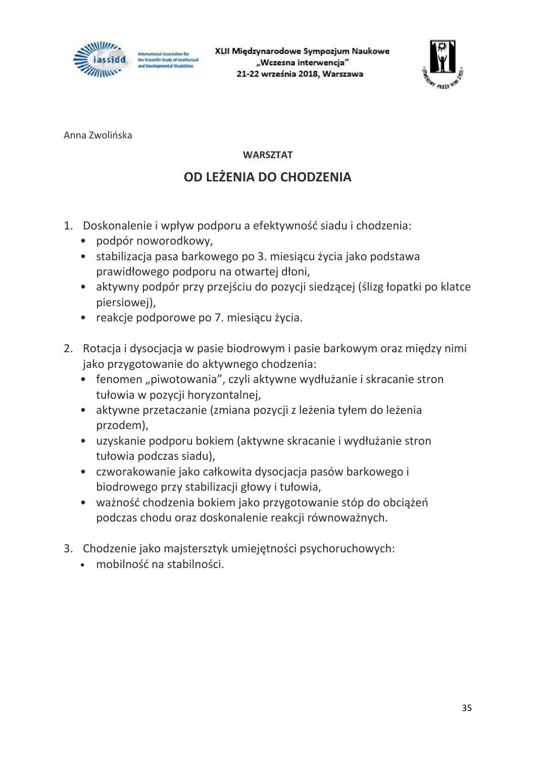Anna Zwolińska

**WARSZTAT**

## OD LEŻENIA DO CHODZENIA

1. Doskonalenie i wpływ podporu a efektywność siadu i chodzenia:
   - podpór noworodkowy,
   - stabilizacja pasa barkowego po 3. miesiącu życia jako podstawa prawidłowego podporu na otwartej dłoni,
   - aktywny podpór przy przejściu do pozycji siedzącej (ślizg łopatki po klatce piersiowej),
   - reakcje podporowe po 7. miesiącu życia.

2. Rotacja i dysocjacja w pasie biodrowym i pasie barkowym oraz między nimi jako przygotowanie do aktywnego chodzenia:
   - fenomen „piwotowania", czyli aktywne wydłużanie i skracanie stron tułowia w pozycji horyzontalnej,
   - aktywne przetaczanie (zmiana pozycji z leżenia tyłem do leżenia przodem),
   - uzyskanie podporu bokiem (aktywne skracanie i wydłużanie stron tułowia podczas siadu),
   - czworakowanie jako całkowita dysocjacja pasów barkowego i biodrowego przy stabilizacji głowy i tułowia,
   - ważność chodzenia bokiem jako przygotowanie stóp do obciążeń podczas chodu oraz doskonalenie reakcji równoważnych.

3. Chodzenie jako majstersztyk umiejętności psychoruchowych:
   - mobilność na stabilności.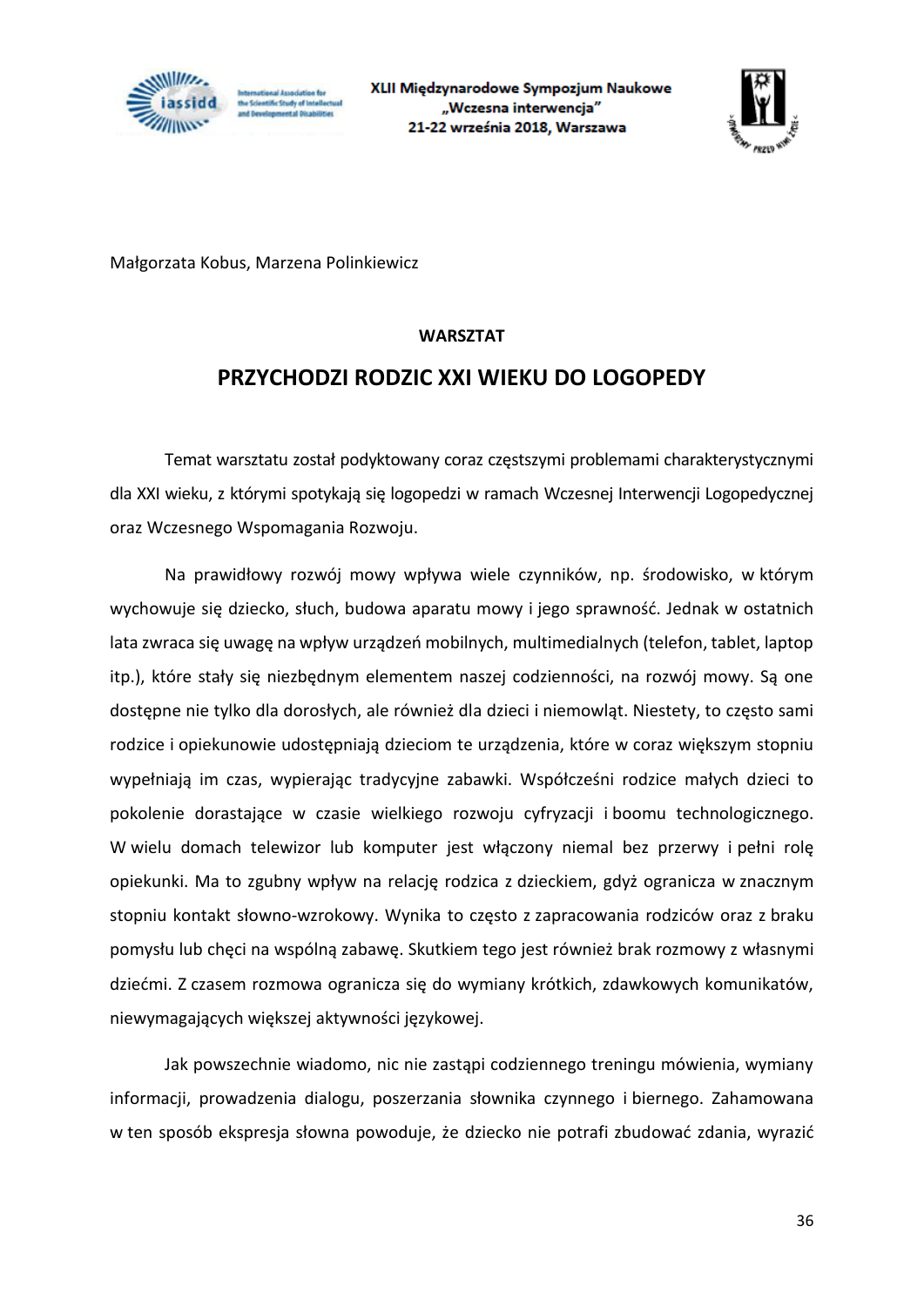Małgorzata Kobus, Marzena Polinkiewicz

**WARSZTAT**

# PRZYCHODZI RODZIC XXI WIEKU DO LOGOPEDY

Temat warsztatu został podyktowany coraz częstszymi problemami charakterystycznymi dla XXI wieku, z którymi spotykają się logopedzi w ramach Wczesnej Interwencji Logopedycznej oraz Wczesnego Wspomagania Rozwoju.

Na prawidłowy rozwój mowy wpływa wiele czynników, np. środowisko, w którym wychowuje się dziecko, słuch, budowa aparatu mowy i jego sprawność. Jednak w ostatnich lata zwraca się uwagę na wpływ urządzeń mobilnych, multimedialnych (telefon, tablet, laptop itp.), które stały się niezbędnym elementem naszej codzienności, na rozwój mowy. Są one dostępne nie tylko dla dorosłych, ale również dla dzieci i niemowląt. Niestety, to często sami rodzice i opiekunowie udostępniają dzieciom te urządzenia, które w coraz większym stopniu wypełniają im czas, wypierając tradycyjne zabawki. Współcześni rodzice małych dzieci to pokolenie dorastające w czasie wielkiego rozwoju cyfryzacji i boomu technologicznego. W wielu domach telewizor lub komputer jest włączony niemal bez przerwy i pełni rolę opiekunki. Ma to zgubny wpływ na relację rodzica z dzieckiem, gdyż ogranicza w znacznym stopniu kontakt słowno-wzrokowy. Wynika to często z zapracowania rodziców oraz z braku pomysłu lub chęci na wspólną zabawę. Skutkiem tego jest również brak rozmowy z własnymi dziećmi. Z czasem rozmowa ogranicza się do wymiany krótkich, zdawkowych komunikatów, niewymagających większej aktywności językowej.

Jak powszechnie wiadomo, nic nie zastąpi codziennego treningu mówienia, wymiany informacji, prowadzenia dialogu, poszerzania słownika czynnego i biernego. Zahamowana w ten sposób ekspresja słowna powoduje, że dziecko nie potrafi zbudować zdania, wyrazić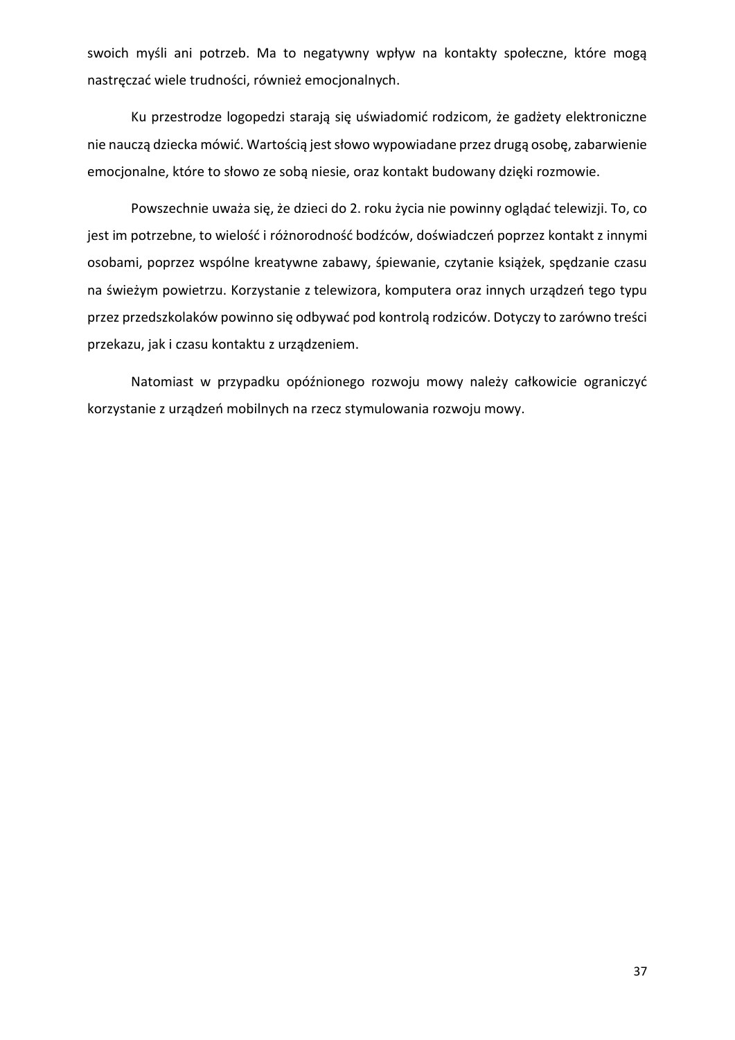swoich myśli ani potrzeb. Ma to negatywny wpływ na kontakty społeczne, które mogą nastręczać wiele trudności, również emocjonalnych.

Ku przestrodze logopedzi starają się uświadomić rodzicom, że gadżety elektroniczne nie nauczą dziecka mówić. Wartością jest słowo wypowiadane przez drugą osobę, zabarwienie emocjonalne, które to słowo ze sobą niesie, oraz kontakt budowany dzięki rozmowie.

Powszechnie uważa się, że dzieci do 2. roku życia nie powinny oglądać telewizji. To, co jest im potrzebne, to wielość i różnorodność bodźców, doświadczeń poprzez kontakt z innymi osobami, poprzez wspólne kreatywne zabawy, śpiewanie, czytanie książek, spędzanie czasu na świeżym powietrzu. Korzystanie z telewizora, komputera oraz innych urządzeń tego typu przez przedszkolaków powinno się odbywać pod kontrolą rodziców. Dotyczy to zarówno treści przekazu, jak i czasu kontaktu z urządzeniem.

Natomiast w przypadku opóźnionego rozwoju mowy należy całkowicie ograniczyć korzystanie z urządzeń mobilnych na rzecz stymulowania rozwoju mowy.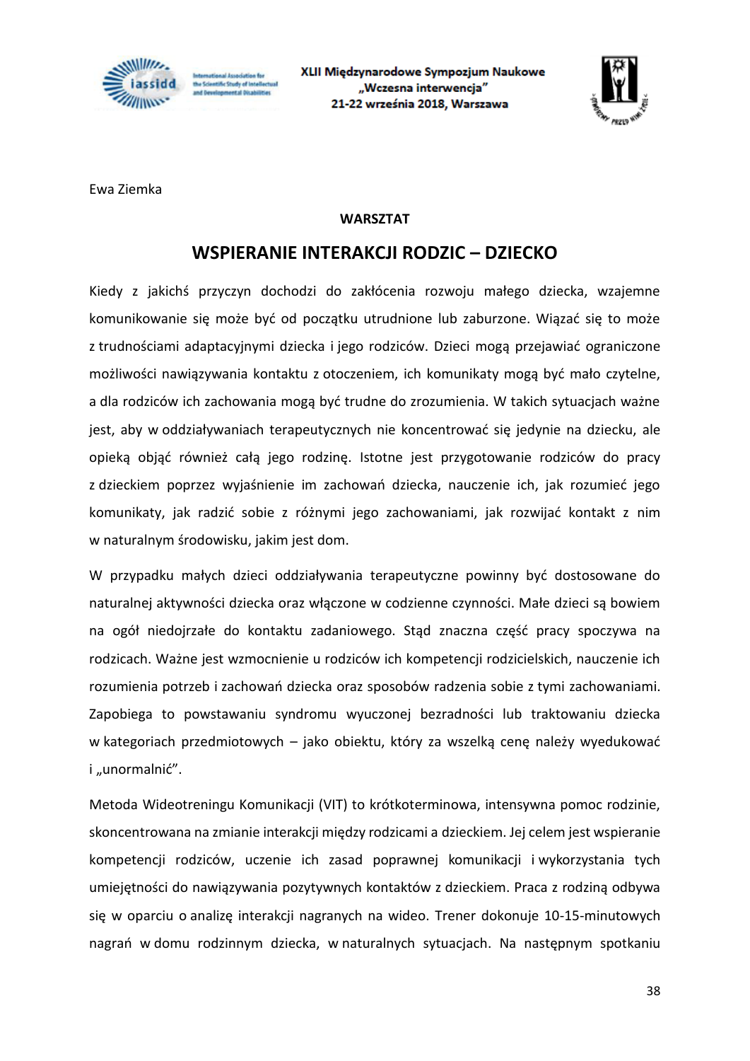Ewa Ziemka

**WARSZTAT**

# WSPIERANIE INTERAKCJI RODZIC – DZIECKO

Kiedy z jakichś przyczyn dochodzi do zakłócenia rozwoju małego dziecka, wzajemne komunikowanie się może być od początku utrudnione lub zaburzone. Wiązać się to może z trudnościami adaptacyjnymi dziecka i jego rodziców. Dzieci mogą przejawiać ograniczone możliwości nawiązywania kontaktu z otoczeniem, ich komunikaty mogą być mało czytelne, a dla rodziców ich zachowania mogą być trudne do zrozumienia. W takich sytuacjach ważne jest, aby w oddziaływaniach terapeutycznych nie koncentrować się jedynie na dziecku, ale opieką objąć również całą jego rodzinę. Istotne jest przygotowanie rodziców do pracy z dzieckiem poprzez wyjaśnienie im zachowań dziecka, nauczenie ich, jak rozumieć jego komunikaty, jak radzić sobie z różnymi jego zachowaniami, jak rozwijać kontakt z nim w naturalnym środowisku, jakim jest dom.

W przypadku małych dzieci oddziaływania terapeutyczne powinny być dostosowane do naturalnej aktywności dziecka oraz włączone w codzienne czynności. Małe dzieci są bowiem na ogół niedojrzałe do kontaktu zadaniowego. Stąd znaczna część pracy spoczywa na rodzicach. Ważne jest wzmocnienie u rodziców ich kompetencji rodzicielskich, nauczenie ich rozumienia potrzeb i zachowań dziecka oraz sposobów radzenia sobie z tymi zachowaniami. Zapobiega to powstawaniu syndromu wyuczonej bezradności lub traktowaniu dziecka w kategoriach przedmiotowych – jako obiektu, który za wszelką cenę należy wyedukować i „unormalnić".

Metoda Wideotreningu Komunikacji (VIT) to krótkoterminowa, intensywna pomoc rodzinie, skoncentrowana na zmianie interakcji między rodzicami a dzieckiem. Jej celem jest wspieranie kompetencji rodziców, uczenie ich zasad poprawnej komunikacji i wykorzystania tych umiejętności do nawiązywania pozytywnych kontaktów z dzieckiem. Praca z rodziną odbywa się w oparciu o analizę interakcji nagranych na wideo. Trener dokonuje 10-15-minutowych nagrań w domu rodzinnym dziecka, w naturalnych sytuacjach. Na następnym spotkaniu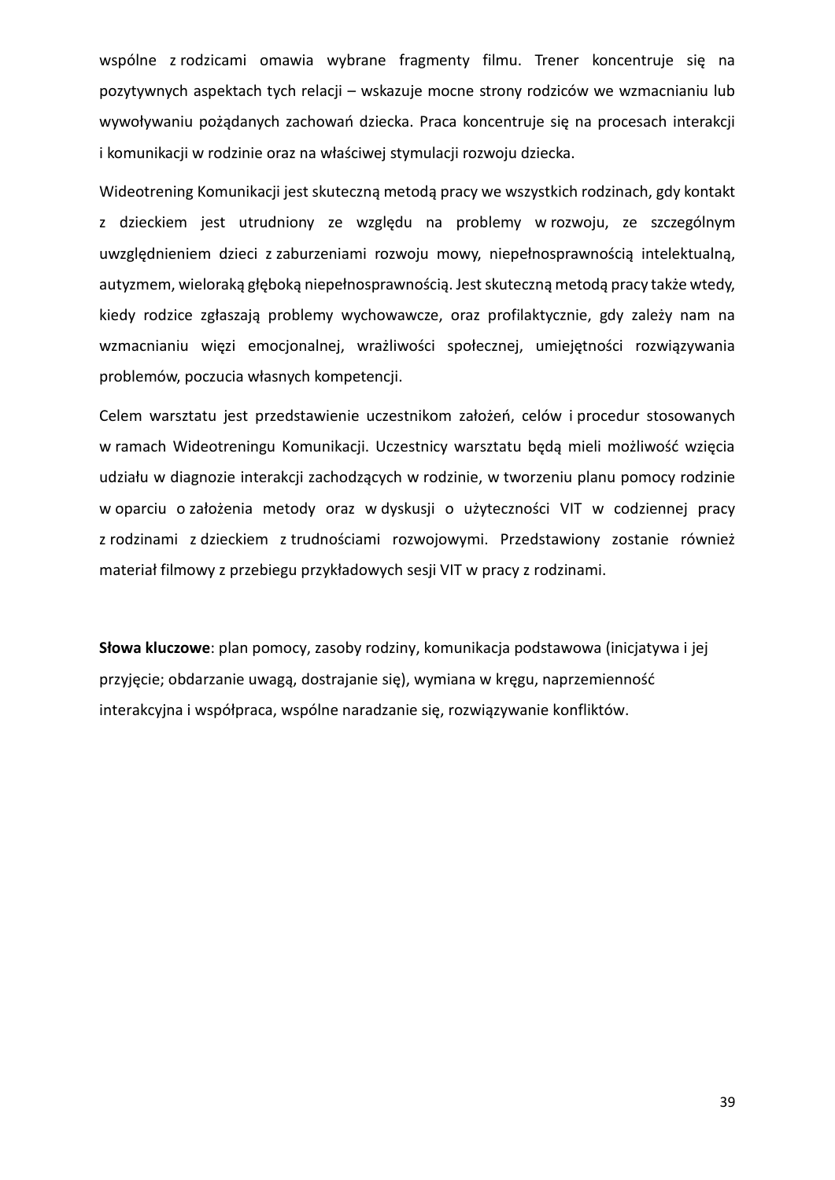wspólne z rodzicami omawia wybrane fragmenty filmu. Trener koncentruje się na pozytywnych aspektach tych relacji – wskazuje mocne strony rodziców we wzmacnianiu lub wywoływaniu pożądanych zachowań dziecka. Praca koncentruje się na procesach interakcji i komunikacji w rodzinie oraz na właściwej stymulacji rozwoju dziecka.

Wideotrening Komunikacji jest skuteczną metodą pracy we wszystkich rodzinach, gdy kontakt z dzieckiem jest utrudniony ze względu na problemy w rozwoju, ze szczególnym uwzględnieniem dzieci z zaburzeniami rozwoju mowy, niepełnosprawnością intelektualną, autyzmem, wieloraką głęboką niepełnosprawnością. Jest skuteczną metodą pracy także wtedy, kiedy rodzice zgłaszają problemy wychowawcze, oraz profilaktycznie, gdy zależy nam na wzmacnianiu więzi emocjonalnej, wrażliwości społecznej, umiejętności rozwiązywania problemów, poczucia własnych kompetencji.

Celem warsztatu jest przedstawienie uczestnikom założeń, celów i procedur stosowanych w ramach Wideotreningu Komunikacji. Uczestnicy warsztatu będą mieli możliwość wzięcia udziału w diagnozie interakcji zachodzących w rodzinie, w tworzeniu planu pomocy rodzinie w oparciu o założenia metody oraz w dyskusji o użyteczności VIT w codziennej pracy z rodzinami z dzieckiem z trudnościami rozwojowymi. Przedstawiony zostanie również materiał filmowy z przebiegu przykładowych sesji VIT w pracy z rodzinami.

**Słowa kluczowe**: plan pomocy, zasoby rodziny, komunikacja podstawowa (inicjatywa i jej przyjęcie; obdarzanie uwagą, dostrajanie się), wymiana w kręgu, naprzemienność interakcyjna i współpraca, wspólne naradzanie się, rozwiązywanie konfliktów.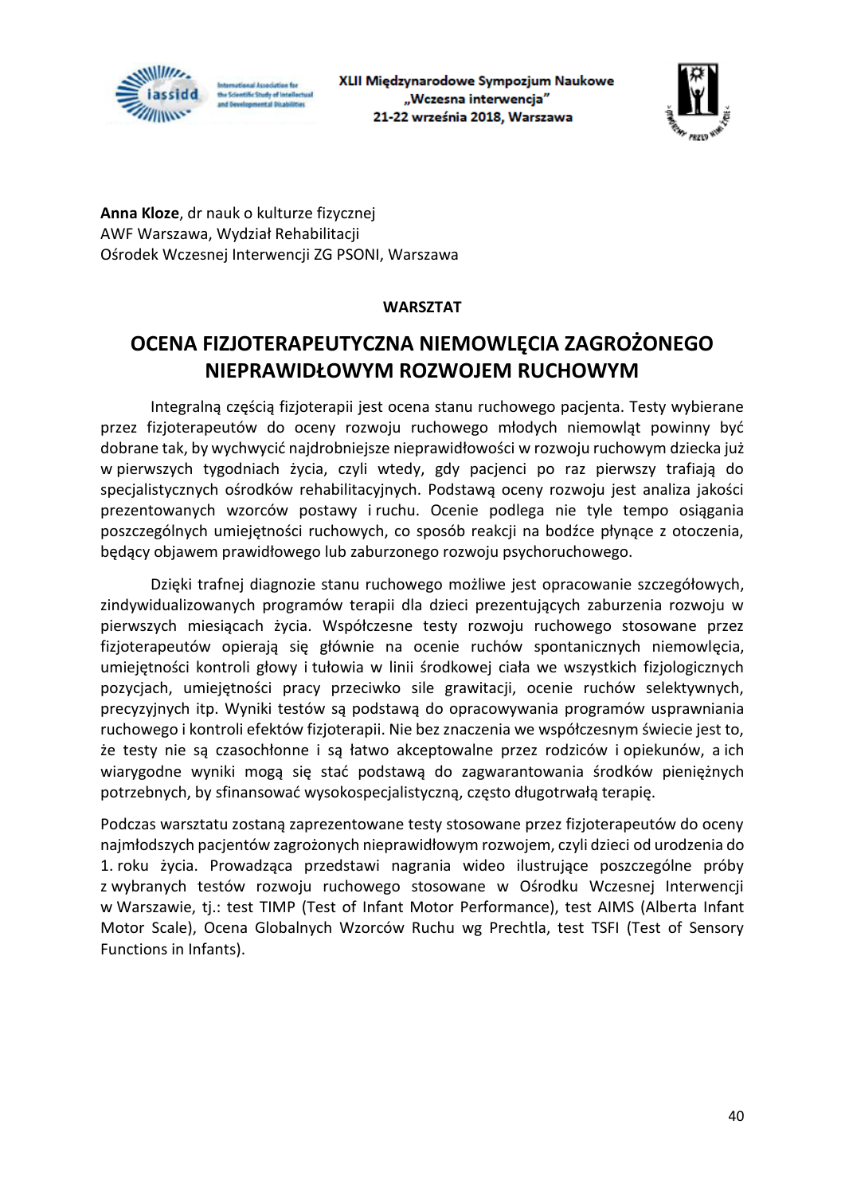**Anna Kloze**, dr nauk o kulturze fizycznej
AWF Warszawa, Wydział Rehabilitacji
Ośrodek Wczesnej Interwencji ZG PSONI, Warszawa

**WARSZTAT**

# OCENA FIZJOTERAPEUTYCZNA NIEMOWLĘCIA ZAGROŻONEGO NIEPRAWIDŁOWYM ROZWOJEM RUCHOWYM

Integralną częścią fizjoterapii jest ocena stanu ruchowego pacjenta. Testy wybierane przez fizjoterapeutów do oceny rozwoju ruchowego młodych niemowląt powinny być dobrane tak, by wychwycić najdrobniejsze nieprawidłowości w rozwoju ruchowym dziecka już w pierwszych tygodniach życia, czyli wtedy, gdy pacjenci po raz pierwszy trafiają do specjalistycznych ośrodków rehabilitacyjnych. Podstawą oceny rozwoju jest analiza jakości prezentowanych wzorców postawy i ruchu. Ocenie podlega nie tyle tempo osiągania poszczególnych umiejętności ruchowych, co sposób reakcji na bodźce płynące z otoczenia, będący objawem prawidłowego lub zaburzonego rozwoju psychoruchowego.

Dzięki trafnej diagnozie stanu ruchowego możliwe jest opracowanie szczegółowych, zindywidualizowanych programów terapii dla dzieci prezentujących zaburzenia rozwoju w pierwszych miesiącach życia. Współczesne testy rozwoju ruchowego stosowane przez fizjoterapeutów opierają się głównie na ocenie ruchów spontanicznych niemowlęcia, umiejętności kontroli głowy i tułowia w linii środkowej ciała we wszystkich fizjologicznych pozycjach, umiejętności pracy przeciwko sile grawitacji, ocenie ruchów selektywnych, precyzyjnych itp. Wyniki testów są podstawą do opracowywania programów usprawniania ruchowego i kontroli efektów fizjoterapii. Nie bez znaczenia we współczesnym świecie jest to, że testy nie są czasochłonne i są łatwo akceptowalne przez rodziców i opiekunów, a ich wiarygodne wyniki mogą się stać podstawą do zagwarantowania środków pieniężnych potrzebnych, by sfinansować wysokospecjalistyczną, często długotrwałą terapię.

Podczas warsztatu zostaną zaprezentowane testy stosowane przez fizjoterapeutów do oceny najmłodszych pacjentów zagrożonych nieprawidłowym rozwojem, czyli dzieci od urodzenia do 1. roku życia. Prowadząca przedstawi nagrania wideo ilustrujące poszczególne próby z wybranych testów rozwoju ruchowego stosowane w Ośrodku Wczesnej Interwencji w Warszawie, tj.: test TIMP (Test of Infant Motor Performance), test AIMS (Alberta Infant Motor Scale), Ocena Globalnych Wzorców Ruchu wg Prechtla, test TSFI (Test of Sensory Functions in Infants).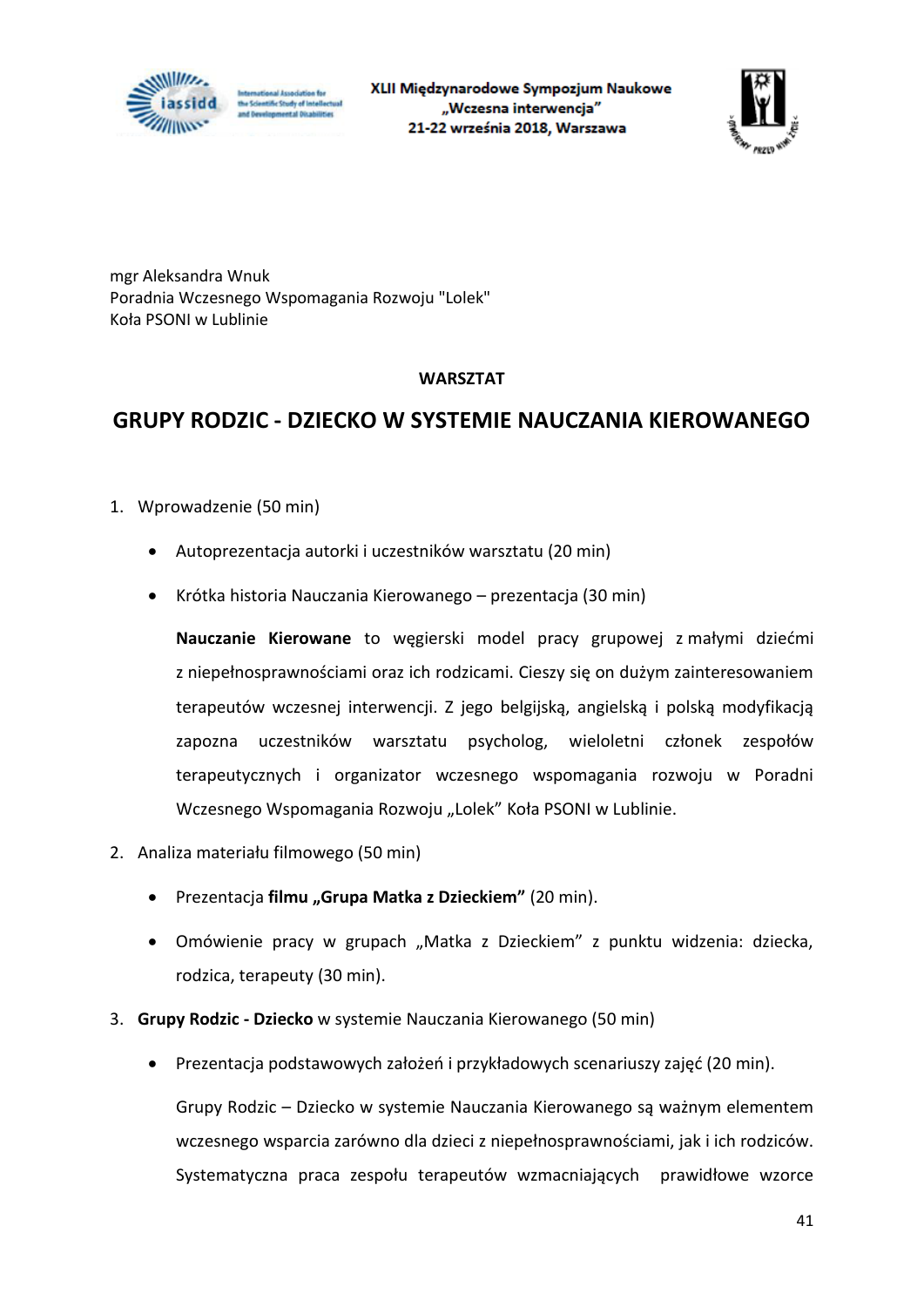mgr Aleksandra Wnuk
Poradnia Wczesnego Wspomagania Rozwoju "Lolek"
Koła PSONI w Lublinie

**WARSZTAT**

# GRUPY RODZIC - DZIECKO W SYSTEMIE NAUCZANIA KIEROWANEGO

1. Wprowadzenie (50 min)

    - Autoprezentacja autorki i uczestników warsztatu (20 min)
    - Krótka historia Nauczania Kierowanego – prezentacja (30 min)

    **Nauczanie Kierowane** to węgierski model pracy grupowej z małymi dziećmi z niepełnosprawnościami oraz ich rodzicami. Cieszy się on dużym zainteresowaniem terapeutów wczesnej interwencji. Z jego belgijską, angielską i polską modyfikacją zapozna uczestników warsztatu psycholog, wieloletni członek zespołów terapeutycznych i organizator wczesnego wspomagania rozwoju w Poradni Wczesnego Wspomagania Rozwoju „Lolek" Koła PSONI w Lublinie.

2. Analiza materiału filmowego (50 min)

    - Prezentacja **filmu „Grupa Matka z Dzieckiem"** (20 min).
    - Omówienie pracy w grupach „Matka z Dzieckiem" z punktu widzenia: dziecka, rodzica, terapeuty (30 min).

3. **Grupy Rodzic - Dziecko** w systemie Nauczania Kierowanego (50 min)

    - Prezentacja podstawowych założeń i przykładowych scenariuszy zajęć (20 min).

    Grupy Rodzic – Dziecko w systemie Nauczania Kierowanego są ważnym elementem wczesnego wsparcia zarówno dla dzieci z niepełnosprawnościami, jak i ich rodziców. Systematyczna praca zespołu terapeutów wzmacniających prawidłowe wzorce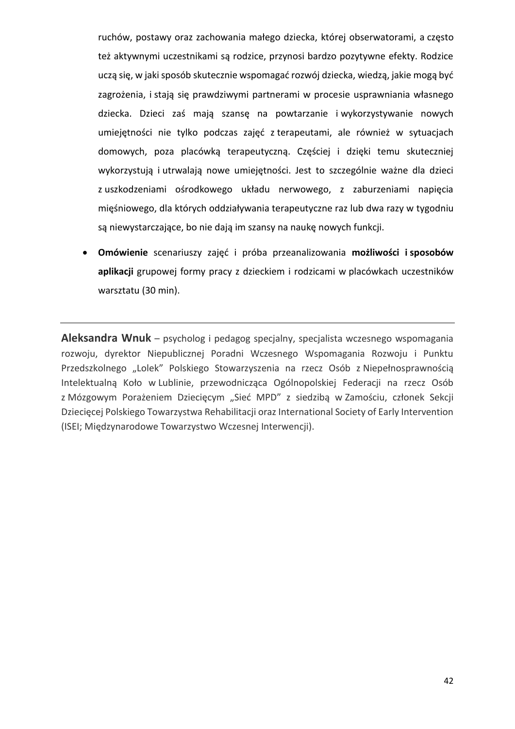ruchów, postawy oraz zachowania małego dziecka, której obserwatorami, a często też aktywnymi uczestnikami są rodzice, przynosi bardzo pozytywne efekty. Rodzice uczą się, w jaki sposób skutecznie wspomagać rozwój dziecka, wiedzą, jakie mogą być zagrożenia, i stają się prawdziwymi partnerami w procesie usprawniania własnego dziecka. Dzieci zaś mają szansę na powtarzanie i wykorzystywanie nowych umiejętności nie tylko podczas zajęć z terapeutami, ale również w sytuacjach domowych, poza placówką terapeutyczną. Częściej i dzięki temu skuteczniej wykorzystują i utrwalają nowe umiejętności. Jest to szczególnie ważne dla dzieci z uszkodzeniami ośrodkowego układu nerwowego, z zaburzeniami napięcia mięśniowego, dla których oddziaływania terapeutyczne raz lub dwa razy w tygodniu są niewystarczające, bo nie dają im szansy na naukę nowych funkcji.

- **Omówienie** scenariuszy zajęć i próba przeanalizowania **możliwości i sposobów aplikacji** grupowej formy pracy z dzieckiem i rodzicami w placówkach uczestników warsztatu (30 min).

---

**Aleksandra Wnuk** – psycholog i pedagog specjalny, specjalista wczesnego wspomagania rozwoju, dyrektor Niepublicznej Poradni Wczesnego Wspomagania Rozwoju i Punktu Przedszkolnego „Lolek" Polskiego Stowarzyszenia na rzecz Osób z Niepełnosprawnością Intelektualną Koło w Lublinie, przewodnicząca Ogólnopolskiej Federacji na rzecz Osób z Mózgowym Porażeniem Dziecięcym „Sieć MPD" z siedzibą w Zamościu, członek Sekcji Dziecięcej Polskiego Towarzystwa Rehabilitacji oraz International Society of Early Intervention (ISEI; Międzynarodowe Towarzystwo Wczesnej Interwencji).